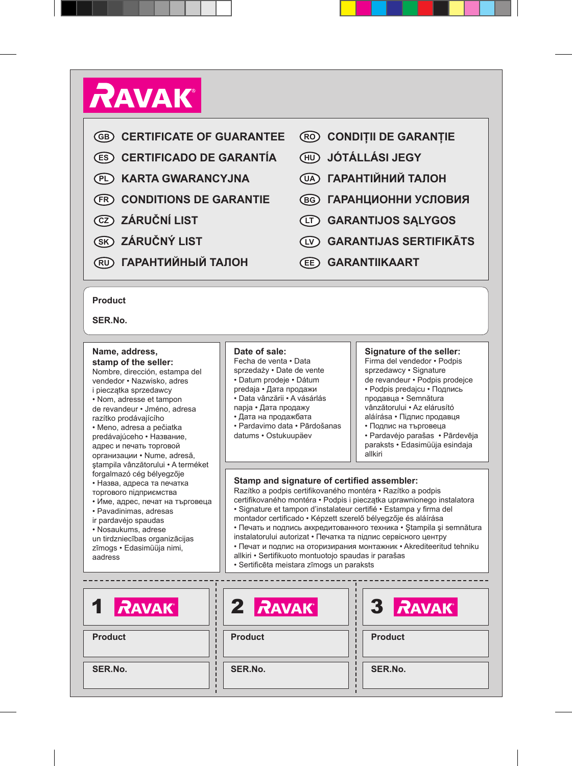# RAVAK

(GB) **CERTIFICATE OF GUARANTEE**
(ES) **CERTIFICADO DE GARANTÍA**
(PL) **KARTA GWARANCYJNA**
(FR) **CONDITIONS DE GARANTIE**
(CZ) **ZÁRUČNÍ LIST**
(SK) **ZÁRUČNÝ LIST**
(RU) **ГАРАНТИЙНЫЙ ТАЛОН**
(RO) **CONDIȚII DE GARANȚIE**
(HU) **JÓTÁLLÁSI JEGY**
(UA) **ГАРАНТІЙНИЙ ТАЛОН**
(BG) **ГАРАНЦИОННИ УСЛОВИЯ**
(LT) **GARANTIJOS SĄLYGOS**
(LV) **GARANTIJAS SERTIFIKĀTS**
(EE) **GARANTIIKAART**

**Product**

**SER.No.**

**Name, address, stamp of the seller:**
Nombre, dirección, estampa del vendedor • Nazwisko, adres i pieczątka sprzedawcy • Nom, adresse et tampon de revandeur • Jméno, adresa razítko prodávajícího • Meno, adresa a pečiatka predávajúceho • Название, адрес и печать торговой ораганизации • Nume, adresă, ştampila vânzătorului • A terméket forgalmazó cég bélyegzője • Назва, адреса та печатка торгового підприємства • Име, адрес, печат на търговеца • Pavadinimas, adresas ir pardavėjo spaudas • Nosaukums, adrese un tirdzniecības organizācijas zīmogs • Edasimüüja nimi, aadress

**Date of sale:**
Fecha de venta • Data sprzedaży • Date de vente • Datum prodeje • Dátum predaja • Дата продажи • Data vânzării • A vásárlás napja • Дата продажу • Дата на продажбата • Pardavimo data • Pārdošanas datums • Ostukuupäev

**Signature of the seller:**
Firma del vendedor • Podpis sprzedawcy • Signature de revandeur • Podpis prodejce • Podpis predajcu • Подпись продавца • Semnătura vânzătorului • Az elárusító aláírása • Підпис продавця • Подпис на търговеца • Pardavėjo parašas • Pārdevēja paraksts • Edasimüüja esindaja allkiri

**Stamp and signature of certified assembler:**
Razítko a podpis certifikovaného montéra • Razítko a podpis certifikovaného montéra • Podpis i pieczątka uprawnionego instalatora • Signature et tampon d'instalateur certifié • Estampa y firma del montador certificado • Képzett szerelő bélyegzője és aláírása • Печать и подпись аккредитованного техника • Ştampila şi semnătura instalatorului autorizat • Печатка та підпис сервісного центру • Печат и подпис на оторизирания монтажник • Akrediteeritud tehniku allkiri • Sertifikuoto montuotojo spaudas ir parašas • Sertificēta meistara zīmogs un paraksts

---

**1 RAVAK**

**Product**

**SER.No.**

**2 RAVAK**

**Product**

**SER.No.**

**3 RAVAK**

**Product**

**SER.No.**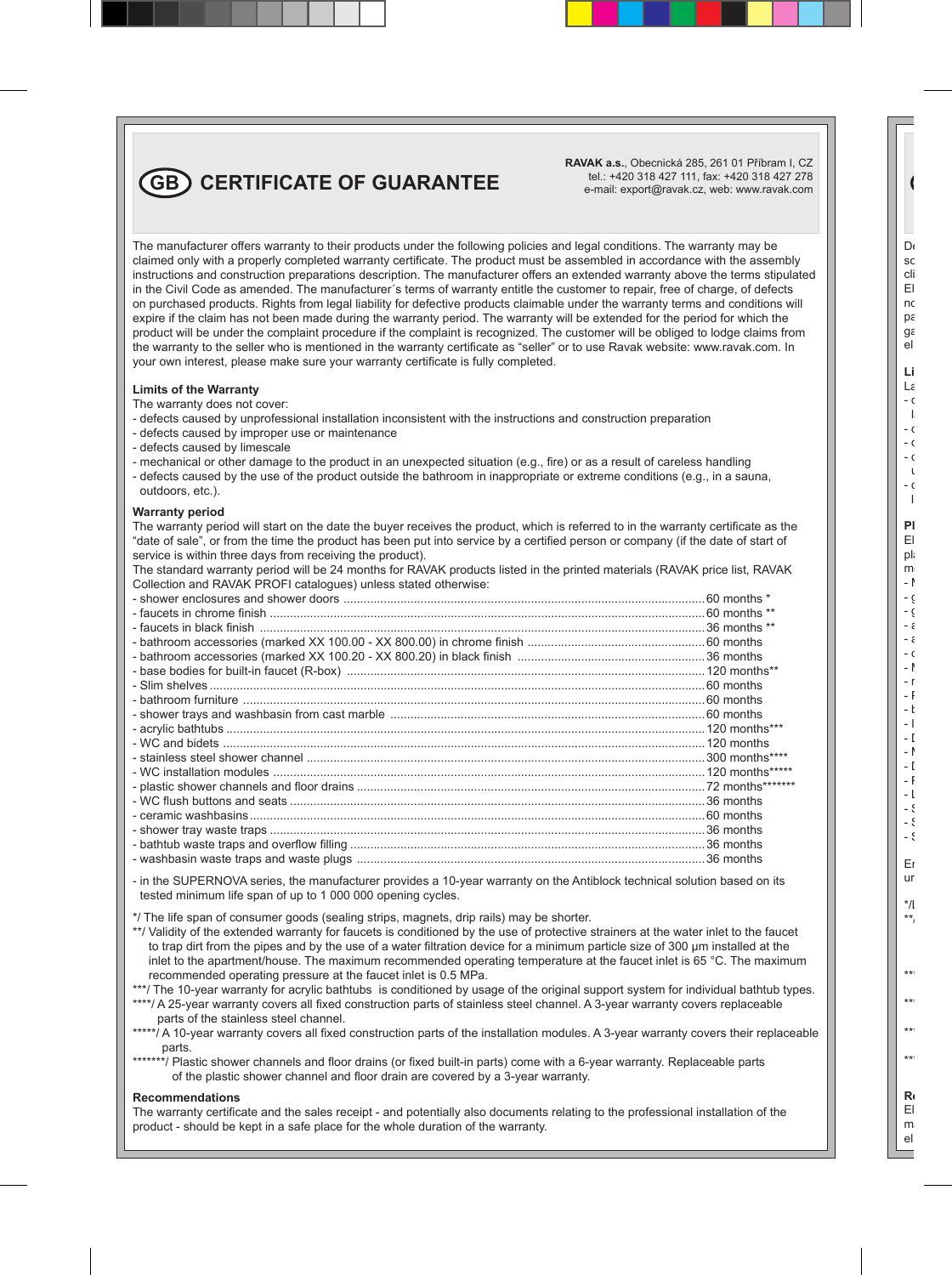# GB CERTIFICATE OF GUARANTEE

**RAVAK a.s.**, Obecnická 285, 261 01 Příbram I, CZ
tel.: +420 318 427 111, fax: +420 318 427 278
e-mail: export@ravak.cz, web: www.ravak.com

The manufacturer offers warranty to their products under the following policies and legal conditions. The warranty may be claimed only with a properly completed warranty certificate. The product must be assembled in accordance with the assembly instructions and construction preparations description. The manufacturer offers an extended warranty above the terms stipulated in the Civil Code as amended. The manufacturer´s terms of warranty entitle the customer to repair, free of charge, of defects on purchased products. Rights from legal liability for defective products claimable under the warranty terms and conditions will expire if the claim has not been made during the warranty period. The warranty will be extended for the period for which the product will be under the complaint procedure if the complaint is recognized. The customer will be obliged to lodge claims from the warranty to the seller who is mentioned in the warranty certificate as "seller" or to use Ravak website: www.ravak.com. In your own interest, please make sure your warranty certificate is fully completed.

### Limits of the Warranty

The warranty does not cover:

- defects caused by unprofessional installation inconsistent with the instructions and construction preparation
- defects caused by improper use or maintenance
- defects caused by limescale
- mechanical or other damage to the product in an unexpected situation (e.g., fire) or as a result of careless handling
- defects caused by the use of the product outside the bathroom in inappropriate or extreme conditions (e.g., in a sauna, outdoors, etc.).

### Warranty period

The warranty period will start on the date the buyer receives the product, which is referred to in the warranty certificate as the "date of sale", or from the time the product has been put into service by a certified person or company (if the date of start of service is within three days from receiving the product).
The standard warranty period will be 24 months for RAVAK products listed in the printed materials (RAVAK price list, RAVAK Collection and RAVAK PROFI catalogues) unless stated otherwise:

- shower enclosures and shower doors ........ 60 months *
- faucets in chrome finish ........ 60 months **
- faucets in black finish ........ 36 months **
- bathroom accessories (marked XX 100.00 - XX 800.00) in chrome finish ........ 60 months
- bathroom accessories (marked XX 100.20 - XX 800.20) in black finish ........ 36 months
- base bodies for built-in faucet (R-box) ........ 120 months**
- Slim shelves ........ 60 months
- bathroom furniture ........ 60 months
- shower trays and washbasin from cast marble ........ 60 months
- acrylic bathtubs ........ 120 months***
- WC and bidets ........ 120 months
- stainless steel shower channel ........ 300 months****
- WC installation modules ........ 120 months*****
- plastic shower channels and floor drains ........ 72 months*******
- WC flush buttons and seats ........ 36 months
- ceramic washbasins ........ 60 months
- shower tray waste traps ........ 36 months
- bathtub waste traps and overflow filling ........ 36 months
- washbasin waste traps and waste plugs ........ 36 months

- in the SUPERNOVA series, the manufacturer provides a 10-year warranty on the Antiblock technical solution based on its tested minimum life span of up to 1 000 000 opening cycles.

*/ The life span of consumer goods (sealing strips, magnets, drip rails) may be shorter.
**/ Validity of the extended warranty for faucets is conditioned by the use of protective strainers at the water inlet to the faucet to trap dirt from the pipes and by the use of a water filtration device for a minimum particle size of 300 μm installed at the inlet to the apartment/house. The maximum recommended operating temperature at the faucet inlet is 65 °C. The maximum recommended operating pressure at the faucet inlet is 0.5 MPa.
***/ The 10-year warranty for acrylic bathtubs is conditioned by usage of the original support system for individual bathtub types.
****/ A 25-year warranty covers all fixed construction parts of stainless steel channel. A 3-year warranty covers replaceable parts of the stainless steel channel.
*****/ A 10-year warranty covers all fixed construction parts of the installation modules. A 3-year warranty covers their replaceable parts.
*******/ Plastic shower channels and floor drains (or fixed built-in parts) come with a 6-year warranty. Replaceable parts of the plastic shower channel and floor drain are covered by a 3-year warranty.

### Recommendations

The warranty certificate and the sales receipt - and potentially also documents relating to the professional installation of the product - should be kept in a safe place for the whole duration of the warranty.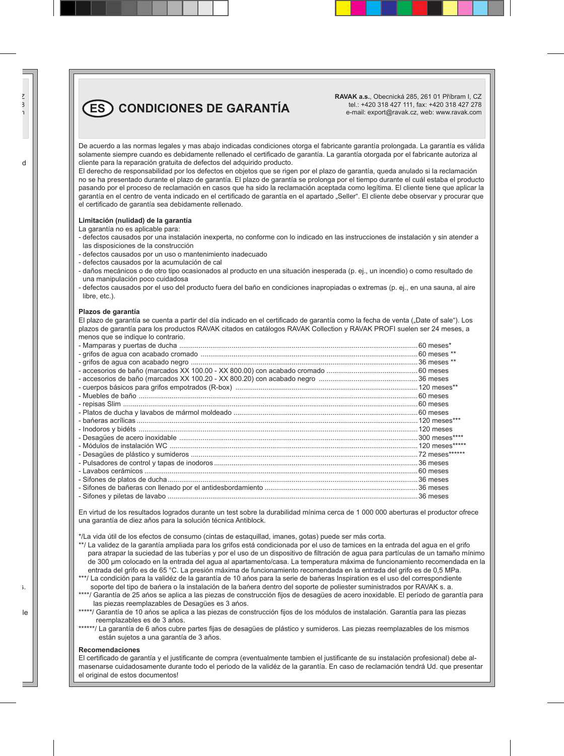# ES CONDICIONES DE GARANTÍA

**RAVAK a.s.**, Obecnická 285, 261 01 Příbram I, CZ
tel.: +420 318 427 111, fax: +420 318 427 278
e-mail: export@ravak.cz, web: www.ravak.com

De acuerdo a las normas legales y mas abajo indicadas condiciones otorga el fabricante garantía prolongada. La garantía es válida solamente siempre cuando es debidamente rellenado el certificado de garantía. La garantía otorgada por el fabricante autoriza al cliente para la reparación gratuita de defectos del adquirido producto.

El derecho de responsabilidad por los defectos en objetos que se rigen por el plazo de garantía, queda anulado si la reclamación no se ha presentado durante el plazo de garantía. El plazo de garantía se prolonga por el tiempo durante el cuál estaba el producto pasando por el proceso de reclamación en casos que ha sido la reclamación aceptada como legítima. El cliente tiene que aplicar la garantía en el centro de venta indicado en el certificado de garantía en el apartado „Seller". El cliente debe observar y procurar que el certificado de garantía sea debidamente rellenado.

**Limitación (nulidad) de la garantía**

La garantía no es aplicable para:

- defectos causados por una instalación inexperta, no conforme con lo indicado en las instrucciones de instalación y sin atender a las disposiciones de la construcción
- defectos causados por un uso o mantenimiento inadecuado
- defectos causados por la acumulación de cal
- daños mecánicos o de otro tipo ocasionados al producto en una situación inesperada (p. ej., un incendio) o como resultado de una manipulación poco cuidadosa
- defectos causados por el uso del producto fuera del baño en condiciones inapropiadas o extremas (p. ej., en una sauna, al aire libre, etc.).

**Plazos de garantía**

El plazo de garantía se cuenta a partir del día indicado en el certificado de garantía como la fecha de venta („Date of sale"). Los plazos de garantía para los productos RAVAK citados en catálogos RAVAK Collection y RAVAK PROFI suelen ser 24 meses, a menos que se indique lo contrario.

- Mamparas y puertas de ducha .......... 60 meses*
- grifos de agua con acabado cromado .......... 60 meses **
- grifos de agua con acabado negro .......... 36 meses **
- accesorios de baño (marcados XX 100.00 - XX 800.00) con acabado cromado .......... 60 meses
- accesorios de baño (marcados XX 100.20 - XX 800.20) con acabado negro .......... 36 meses
- cuerpos básicos para grifos empotrados (R-box) .......... 120 meses**
- Muebles de baño .......... 60 meses
- repisas Slim .......... 60 meses
- Platos de ducha y lavabos de mármol moldeado .......... 60 meses
- bańeras acrílicas .......... 120 meses***
- Inodoros y bidéts .......... 120 meses
- Desagües de acero inoxidable .......... 300 meses****
- Módulos de instalación WC .......... 120 meses*****
- Desagües de plástico y sumideros .......... 72 meses******
- Pulsadores de control y tapas de inodoros .......... 36 meses
- Lavabos cerámicos .......... 60 meses
- Sifones de platos de ducha .......... 36 meses
- Sifones de bañeras con llenado por el antidesbordamiento .......... 36 meses
- Sifones y piletas de lavabo .......... 36 meses

En virtud de los resultados logrados durante un test sobre la durabilidad mínima cerca de 1 000 000 aberturas el productor ofrece una garantía de diez años para la solución técnica Antiblock.

*/La vida útil de los efectos de consumo (cintas de estaquillad, imanes, gotas) puede ser más corta.

**/ La validez de la garantía ampliada para los grifos está condicionada por el uso de tamices en la entrada del agua en el grifo para atrapar la suciedad de las tuberías y por el uso de un dispositivo de filtración de agua para partículas de un tamaño mínimo de 300 μm colocado en la entrada del agua al apartamento/casa. La temperatura máxima de funcionamiento recomendada en la entrada del grifo es de 65 °C. La presión máxima de funcionamiento recomendada en la entrada del grifo es de 0,5 MPa.

***/ La condición para la validéz de la garantía de 10 ańos para la serie de bańeras Inspiration es el uso del correspondiente soporte del tipo de bańera o la instalación de la bańera dentro del soporte de poliester suministrados por RAVAK s. a.

****/ Garantía de 25 años se aplica a las piezas de construcción fijos de desagües de acero inoxidable. El período de garantía para las piezas reemplazables de Desagües es 3 años.

*****/ Garantía de 10 años se aplica a las piezas de construcción fijos de los módulos de instalación. Garantía para las piezas reemplazables es de 3 años.

******/ La garantía de 6 años cubre partes fijas de desagües de plástico y sumideros. Las piezas reemplazables de los mismos están sujetos a una garantía de 3 años.

**Recomendaciones**

El certificado de garantía y el justificante de compra (eventualmente tambien el justificante de su instalación profesional) debe almasenarse cuidadosamente durante todo el periodo de la validéz de la garantía. En caso de reclamación tendrá Ud. que presentar el original de estos documentos!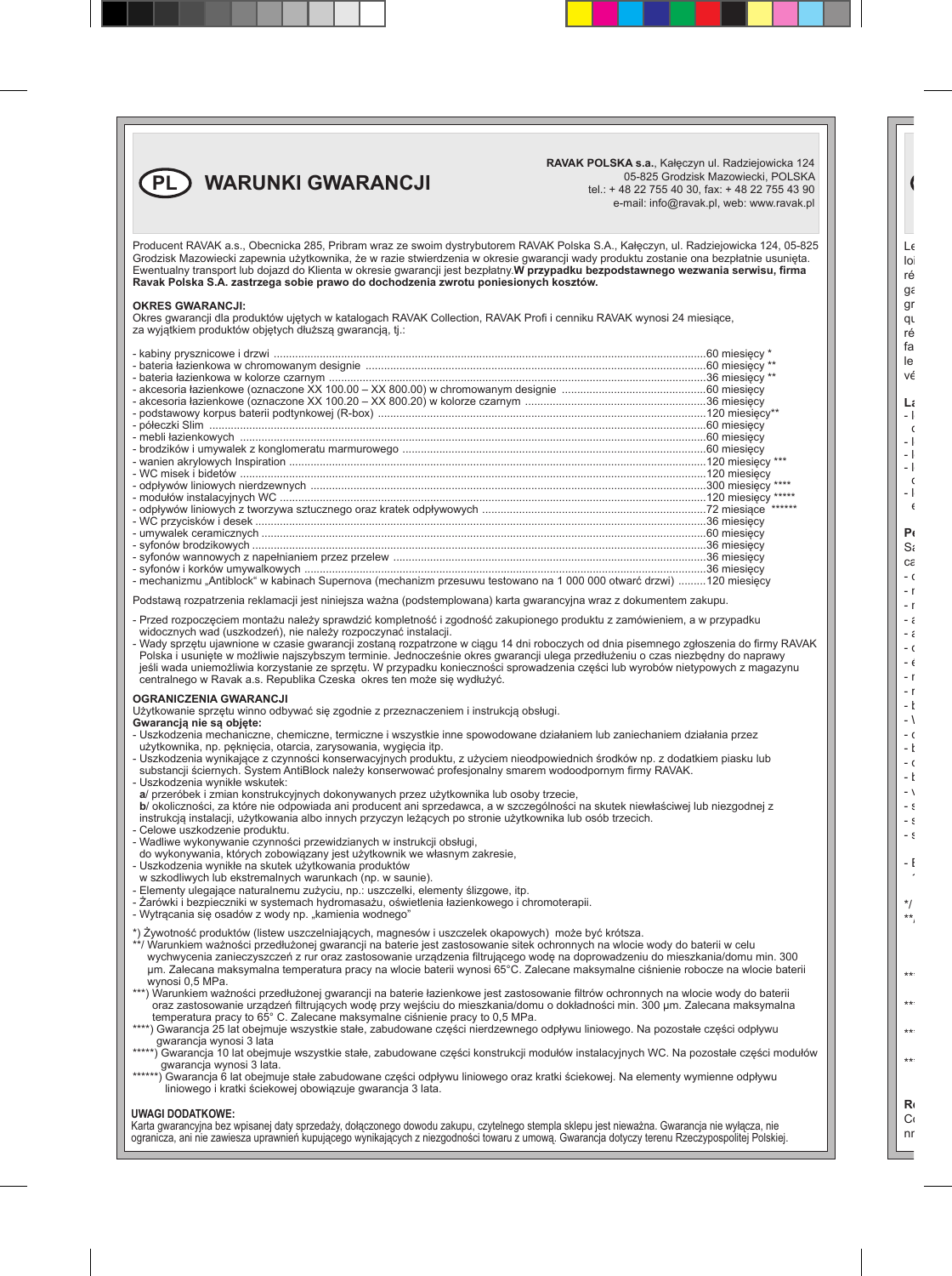# PL WARUNKI GWARANCJI

**RAVAK POLSKA s.a.**, Kałęczyn ul. Radziejowicka 124
05-825 Grodzisk Mazowiecki, POLSKA
tel.: + 48 22 755 40 30, fax: + 48 22 755 43 90
e-mail: info@ravak.pl, web: www.ravak.pl

Producent RAVAK a.s., Obecnicka 285, Pribram wraz ze swoim dystrybutorem RAVAK Polska S.A., Kałęczyn, ul. Radziejowicka 124, 05-825 Grodzisk Mazowiecki zapewnia użytkownika, że w razie stwierdzenia w okresie gwarancji wady produktu zostanie ona bezpłatnie usunięta. Ewentualny transport lub dojazd do Klienta w okresie gwarancji jest bezpłatny.**W przypadku bezpodstawnego wezwania serwisu, firma Ravak Polska S.A. zastrzega sobie prawo do dochodzenia zwrotu poniesionych kosztów.**

**OKRES GWARANCJI:**
Okres gwarancji dla produktów ujętych w katalogach RAVAK Collection, RAVAK Profi i cenniku RAVAK wynosi 24 miesiące, za wyjątkiem produktów objętych dłuższą gwarancją, tj.:

- kabiny prysznicowe i drzwi ........................................60 miesięcy *
- bateria łazienkowa w chromowanym designie ........................................60 miesięcy **
- bateria łazienkowa w kolorze czarnym ........................................36 miesięcy **
- akcesoria łazienkowe (oznaczone XX 100.00 – XX 800.00) w chromowanym designie ........................................60 miesięcy
- akcesoria łazienkowe (oznaczone XX 100.20 – XX 800.20) w kolorze czarnym ........................................36 miesięcy
- podstawowy korpus baterii podtynkowej (R-box) ........................................120 miesięcy**
- półeczki Slim ........................................60 miesięcy
- mebli łazienkowych ........................................60 miesięcy
- brodzików i umywalek z konglomeratu marmurowego ........................................60 miesięcy
- wanien akrylowych Inspiration ........................................120 miesięcy ***
- WC misek i bidetów ........................................120 miesięcy
- odpływów liniowych nierdzewnych ........................................300 miesięcy ****
- modułów instalacyjnych WC ........................................120 miesięcy *****
- odpływów liniowych z tworzywa sztucznego oraz kratek odpływowych ........................................72 miesiące ******
- WC przycisków i desek ........................................36 miesięcy
- umywalek ceramicznych ........................................60 miesięcy
- syfonów brodzikowych ........................................36 miesięcy
- syfonów wannowych z napełnianiem przez przelew ........................................36 miesięcy
- syfonów i korków umywalkowych ........................................36 miesięcy
- mechanizmu „Antiblock“ w kabinach Supernova (mechanizm przesuwu testowano na 1 000 000 otwarć drzwi) .........120 miesięcy

Podstawą rozpatrzenia reklamacji jest niniejsza ważna (podstemplowana) karta gwarancyjna wraz z dokumentem zakupu.

- Przed rozpoczęciem montażu należy sprawdzić kompletność i zgodność zakupionego produktu z zamówieniem, a w przypadku widocznych wad (uszkodzeń), nie należy rozpoczynać instalacji.
- Wady sprzętu ujawnione w czasie gwarancji zostaną rozpatrzone w ciągu 14 dni roboczych od dnia pisemnego zgłoszenia do firmy RAVAK Polska i usunięte w możliwie najszybszym terminie. Jednocześnie okres gwarancji ulega przedłużeniu o czas niezbędny do naprawy jeśli wada uniemożliwia korzystanie ze sprzętu. W przypadku konieczności sprowadzenia części lub wyrobów nietypowych z magazynu centralnego w Ravak a.s. Republika Czeska okres ten może się wydłużyć.

**OGRANICZENIA GWARANCJI**
Użytkowanie sprzętu winno odbywać się zgodnie z przeznaczeniem i instrukcją obsługi.
**Gwarancją nie są objęte:**
- Uszkodzenia mechaniczne, chemiczne, termiczne i wszystkie inne spowodowane działaniem lub zaniechaniem działania przez użytkownika, np. pęknięcia, otarcia, zarysowania, wygięcia itp.
- Uszkodzenia wynikające z czynności konserwacyjnych produktu, z użyciem nieodpowiednich środków np. z dodatkiem piasku lub substancji ściernych. System AntiBlock należy konserwować profesjonalny smarem wodoodpornym firmy RAVAK.
- Uszkodzenia wynikłe wskutek:
  **a**/ przeróbek i zmian konstrukcyjnych dokonywanych przez użytkownika lub osoby trzecie,
  **b**/ okoliczności, za które nie odpowiada ani producent ani sprzedawca, a w szczególności na skutek niewłaściwej lub niezgodnej z instrukcją instalacji, użytkowania albo innych przyczyn leżących po stronie użytkownika lub osób trzecich.
- Celowe uszkodzenie produktu.
- Wadliwe wykonywanie czynności przewidzianych w instrukcji obsługi, do wykonywania, których zobowiązany jest użytkownik we własnym zakresie,
- Uszkodzenia wynikłe na skutek użytkowania produktów w szkodliwych lub ekstremalnych warunkach (np. w saunie).
- Elementy ulegające naturalnemu zużyciu, np.: uszczelki, elementy ślizgowe, itp.
- Żarówki i bezpieczniki w systemach hydromasażu, oświetlenia łazienkowego i chromoterapii.
- Wytrącania się osadów z wody np. „kamienia wodnego”

*) Żywotność produktów (listew uszczelniających, magnesów i uszczelek okapowych) może być krótsza.
**/ Warunkiem ważności przedłużonej gwarancji na baterie jest zastosowanie sitek ochronnych na wlocie wody do baterii w celu wychwycenia zanieczyszczeń z rur oraz zastosowanie urządzeń filtrujących wodę na doprowadzeniu do mieszkania/domu min. 300 μm. Zalecana maksymalna temperatura pracy na wlocie baterii wynosi 65°C. Zalecane maksymalne ciśnienie robocze na wlocie baterii wynosi 0,5 MPa.
***) Warunkiem ważności przedłużonej gwarancji na baterie łazienkowe jest zastosowanie filtrów ochronnych na wlocie wody do baterii oraz zastosowanie urządzeń filtrujących wodę przy wejściu do mieszkania/domu o dokładności min. 300 μm. Zalecana maksymalna temperatura pracy to 65° C. Zalecane maksymalne ciśnienie pracy to 0,5 MPa.
****) Gwarancja 25 lat obejmuje wszystkie stałe, zabudowane części nierdzewnego odpływu liniowego. Na pozostałe części odpływu gwarancja wynosi 3 lata
*****) Gwarancja 10 lat obejmuje wszystkie stałe, zabudowane części konstrukcji modułów instalacyjnych WC. Na pozostałe części modułów gwarancja wynosi 3 lata.
******) Gwarancja 6 lat obejmuje stałe zabudowane części odpływu liniowego oraz kratki ściekowej. Na elementy wymienne odpływu liniowego i kratki ściekowej obowiązuje gwarancja 3 lata.

**UWAGI DODATKOWE:**
Karta gwarancyjna bez wpisanej daty sprzedaży, dołączonego dowodu zakupu, czytelnego stempla sklepu jest nieważna. Gwarancja nie wyłącza, nie ogranicza, ani nie zawiesza uprawnień kupującego wynikających z niezgodności towaru z umową. Gwarancja dotyczy terenu Rzeczypospolitej Polskiej.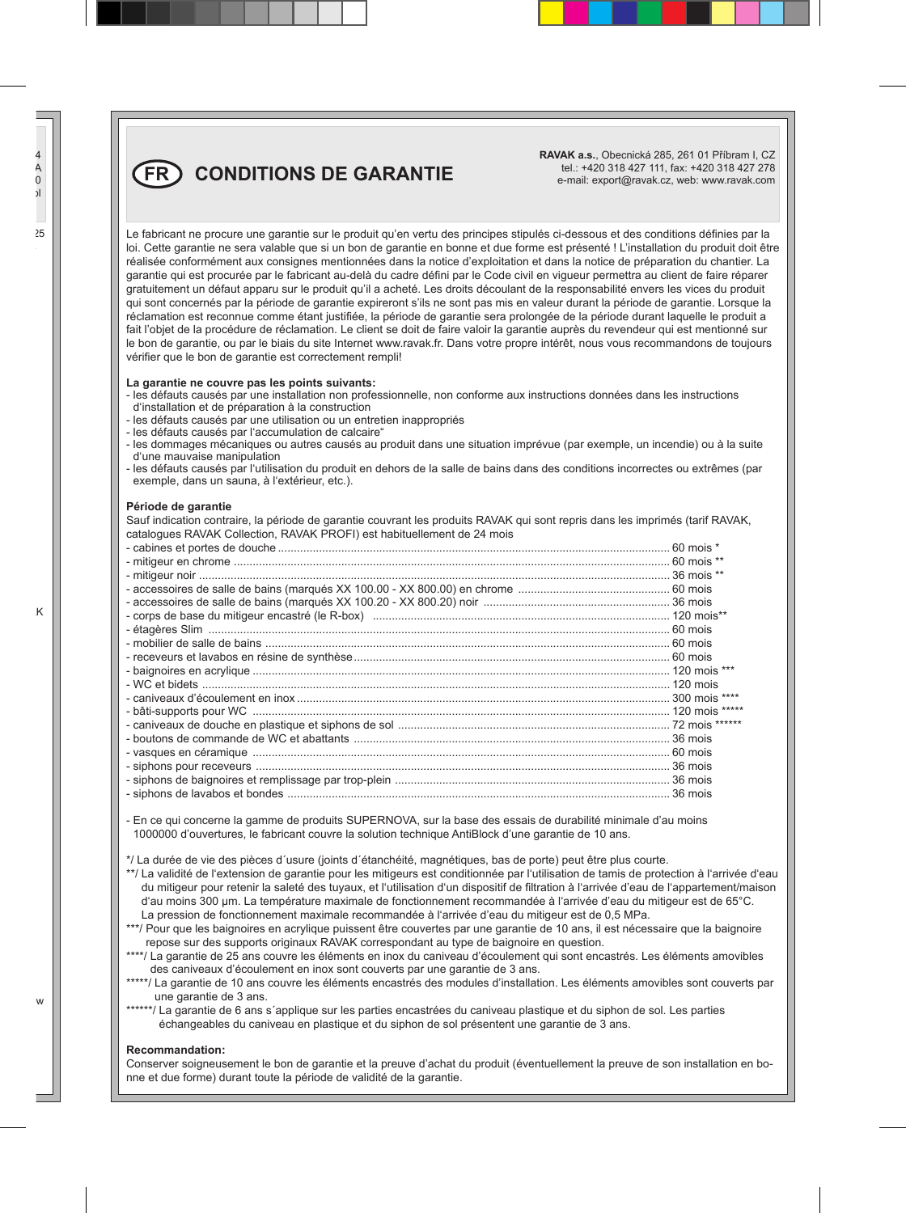# FR CONDITIONS DE GARANTIE

**RAVAK a.s.**, Obecnická 285, 261 01 Příbram I, CZ
tel.: +420 318 427 111, fax: +420 318 427 278
e-mail: export@ravak.cz, web: www.ravak.com

Le fabricant ne procure une garantie sur le produit qu'en vertu des principes stipulés ci-dessous et des conditions définies par la loi. Cette garantie ne sera valable que si un bon de garantie en bonne et due forme est présenté ! L'installation du produit doit être réalisée conformément aux consignes mentionnées dans la notice d'exploitation et dans la notice de préparation du chantier. La garantie qui est procurée par le fabricant au-delà du cadre défini par le Code civil en vigueur permettra au client de faire réparer gratuitement un défaut apparu sur le produit qu'il a acheté. Les droits découlant de la responsabilité envers les vices du produit qui sont concernés par la période de garantie expireront s'ils ne sont pas mis en valeur durant la période de garantie. Lorsque la réclamation est reconnue comme étant justifiée, la période de garantie sera prolongée de la période durant laquelle le produit a fait l'objet de la procédure de réclamation. Le client se doit de faire valoir la garantie auprès du revendeur qui est mentionné sur le bon de garantie, ou par le biais du site Internet www.ravak.fr. Dans votre propre intérêt, nous vous recommandons de toujours vérifier que le bon de garantie est correctement rempli!

**La garantie ne couvre pas les points suivants:**
- les défauts causés par une installation non professionnelle, non conforme aux instructions données dans les instructions d'installation et de préparation à la construction
- les défauts causés par une utilisation ou un entretien inappropriés
- les défauts causés par l'accumulation de calcaire"
- les dommages mécaniques ou autres causés au produit dans une situation imprévue (par exemple, un incendie) ou à la suite d'une mauvaise manipulation
- les défauts causés par l'utilisation du produit en dehors de la salle de bains dans des conditions incorrectes ou extrêmes (par exemple, dans un sauna, à l'extérieur, etc.).

**Période de garantie**
Sauf indication contraire, la période de garantie couvrant les produits RAVAK qui sont repris dans les imprimés (tarif RAVAK, catalogues RAVAK Collection, RAVAK PROFI) est habituellement de 24 mois
- cabines et portes de douche ............ 60 mois *
- mitigeur en chrome ............ 60 mois **
- mitigeur noir ............ 36 mois **
- accessoires de salle de bains (marqués XX 100.00 - XX 800.00) en chrome ............ 60 mois
- accessoires de salle de bains (marqués XX 100.20 - XX 800.20) noir ............ 36 mois
- corps de base du mitigeur encastré (le R-box) ............ 120 mois**
- étagères Slim ............ 60 mois
- mobilier de salle de bains ............ 60 mois
- receveurs et lavabos en résine de synthèse ............ 60 mois
- baignoires en acrylique ............ 120 mois ***
- WC et bidets ............ 120 mois
- caniveaux d'écoulement en inox ............ 300 mois ****
- bâti-supports pour WC ............ 120 mois *****
- caniveaux de douche en plastique et siphons de sol ............ 72 mois ******
- boutons de commande de WC et abattants ............ 36 mois
- vasques en céramique ............ 60 mois
- siphons pour receveurs ............ 36 mois
- siphons de baignoires et remplissage par trop-plein ............ 36 mois
- siphons de lavabos et bondes ............ 36 mois

- En ce qui concerne la gamme de produits SUPERNOVA, sur la base des essais de durabilité minimale d'au moins 1000000 d'ouvertures, le fabricant couvre la solution technique AntiBlock d'une garantie de 10 ans.

*/ La durée de vie des pièces d´usure (joints d´étanchéité, magnétiques, bas de porte) peut être plus courte.

**/ La validité de l'extension de garantie pour les mitigeurs est conditionnée par l'utilisation de tamis de protection à l'arrivée d'eau du mitigeur pour retenir la saleté des tuyaux, et l'utilisation d'un dispositif de filtration à l'arrivée d'eau de l'appartement/maison d'au moins 300 μm. La température maximale de fonctionnement recommandée à l'arrivée d'eau du mitigeur est de 65°C. La pression de fonctionnement maximale recommandée à l'arrivée d'eau du mitigeur est de 0,5 MPa.

***/ Pour que les baignoires en acrylique puissent être couvertes par une garantie de 10 ans, il est nécessaire que la baignoire repose sur des supports originaux RAVAK correspondant au type de baignoire en question.

****/ La garantie de 25 ans couvre les éléments en inox du caniveau d'écoulement qui sont encastrés. Les éléments amovibles des caniveaux d'écoulement en inox sont couverts par une garantie de 3 ans.

*****/ La garantie de 10 ans couvre les éléments encastrés des modules d'installation. Les éléments amovibles sont couverts par une garantie de 3 ans.

******/ La garantie de 6 ans s´applique sur les parties encastrées du caniveau plastique et du siphon de sol. Les parties échangeables du caniveau en plastique et du siphon de sol présentent une garantie de 3 ans.

**Recommandation:**
Conserver soigneusement le bon de garantie et la preuve d'achat du produit (éventuellement la preuve de son installation en bonne et due forme) durant toute la période de validité de la garantie.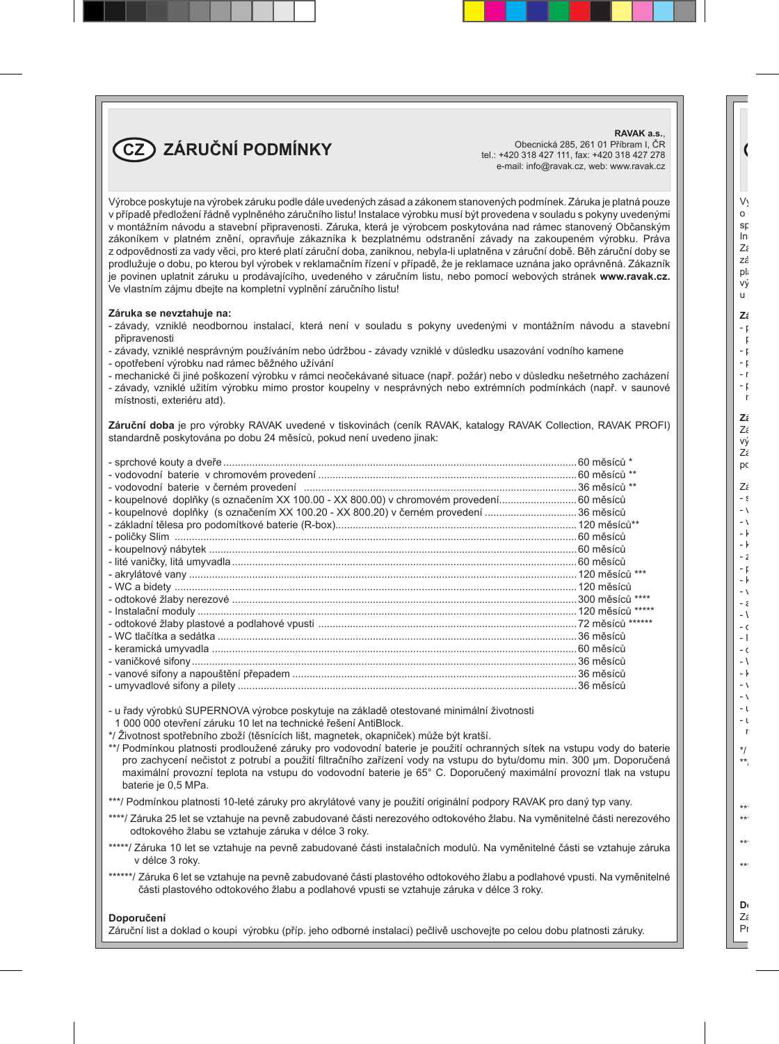# CZ ZÁRUČNÍ PODMÍNKY

**RAVAK a.s.**,
Obecnická 285, 261 01 Příbram I, ČR
tel.: +420 318 427 111, fax: +420 318 427 278
e-mail: info@ravak.cz, web: www.ravak.cz

Výrobce poskytuje na výrobek záruku podle dále uvedených zásad a zákonem stanovených podmínek. Záruka je platná pouze v případě předložení řádně vyplněného záručního listu! Instalace výrobku musí být provedena v souladu s pokyny uvedenými v montážním návodu a stavební připravenosti. Záruka, která je výrobcem poskytována nad rámec stanovený Občanským zákoníkem v platném znění, opravňuje zákazníka k bezplatnému odstranění závady na zakoupeném výrobku. Práva z odpovědnosti za vady věci, pro které platí záruční doba, zaniknou, nebyla-li uplatněna v záruční době. Běh záruční doby se prodlužuje o dobu, po kterou byl výrobek v reklamačním řízení v případě, že je reklamace uznána jako oprávněná. Zákazník je povinen uplatnit záruku u prodávajícího, uvedeného v záručním listu, nebo pomocí webových stránek **www.ravak.cz.** Ve vlastním zájmu dbejte na kompletní vyplnění záručního listu!

**Záruka se nevztahuje na:**

- závady, vzniklé neodbornou instalací, která není v souladu s pokyny uvedenými v montážním návodu a stavební připravenosti
- závady, vzniklé nesprávným používáním nebo údržbou - závady vzniklé v důsledku usazování vodního kamene
- opotřebení výrobku nad rámec běžného užívání
- mechanické či jiné poškození výrobku v rámci neočekávané situace (např. požár) nebo v důsledku nešetrného zacházení
- závady, vzniklé užitím výrobku mimo prostor koupelny v nesprávných nebo extrémních podmínkách (např. v saunové místnosti, exteriéru atd).

**Záruční doba** je pro výrobky RAVAK uvedené v tiskovinách (ceník RAVAK, katalogy RAVAK Collection, RAVAK PROFI) standardně poskytována po dobu 24 měsíců, pokud není uvedeno jinak:

- sprchové kouty a dveře .......... 60 měsíců *
- vodovodní baterie v chromovém provedení .......... 60 měsíců **
- vodovodní baterie v černém provedení .......... 36 měsíců **
- koupelnové doplňky (s označením XX 100.00 - XX 800.00) v chromovém provedení .......... 60 měsíců
- koupelnové doplňky (s označením XX 100.20 - XX 800.20) v černém provedení .......... 36 měsíců
- základní tělesa pro podomítkové baterie (R-box) .......... 120 měsíců**
- poličky Slim .......... 60 měsíců
- koupelnový nábytek .......... 60 měsíců
- lité vaničky, litá umyvadla .......... 60 měsíců
- akrylátové vany .......... 120 měsíců ***
- WC a bidety .......... 120 měsíců
- odtokové žlaby nerezové .......... 300 měsíců ****
- Instalační moduly .......... 120 měsíců *****
- odtokové žlaby plastové a podlahové vpusti .......... 72 měsíců ******
- WC tlačítka a sedátka .......... 36 měsíců
- keramická umyvadla .......... 60 měsíců
- vaničkové sifony .......... 36 měsíců
- vanové sifony a napouštění přepadem .......... 36 měsíců
- umyvadlové sifony a pilety .......... 36 měsíců

- u řady výrobků SUPERNOVA výrobce poskytuje na základě otestované minimální životnosti 1 000 000 otevření záruku 10 let na technické řešení AntiBlock.

*/ Životnost spotřebního zboží (těsnících lišt, magnetek, okapniček) může být kratší.

**/ Podmínkou platnosti prodloužené záruky pro vodovodní baterie je použití ochranných sítek na vstupu vody do baterie pro zachycení nečistot z potrubí a použití filtračního zařízení vody na vstupu do bytu/domu min. 300 µm. Doporučená maximální provozní teplota na vstupu do vodovodní baterie je 65° C. Doporučený maximální provozní tlak na vstupu baterie je 0,5 MPa.

***/ Podmínkou platnosti 10-leté záruky pro akrylátové vany je použití originální podpory RAVAK pro daný typ vany.

****/ Záruka 25 let se vztahuje na pevně zabudované části nerezového odtokového žlabu. Na vyměnitelné části nerezového odtokového žlabu se vztahuje záruka v délce 3 roky.

*****/ Záruka 10 let se vztahuje na pevně zabudované části instalačních modulů. Na vyměnitelné části se vztahuje záruka v délce 3 roky.

******/ Záruka 6 let se vztahuje na pevně zabudované části plastového odtokového žlabu a podlahové vpusti. Na vyměnitelné části plastového odtokového žlabu a podlahové vpusti se vztahuje záruka v délce 3 roky.

**Doporučení**

Záruční list a doklad o koupi výrobku (příp. jeho odborné instalaci) pečlivě uschovejte po celou dobu platnosti záruky.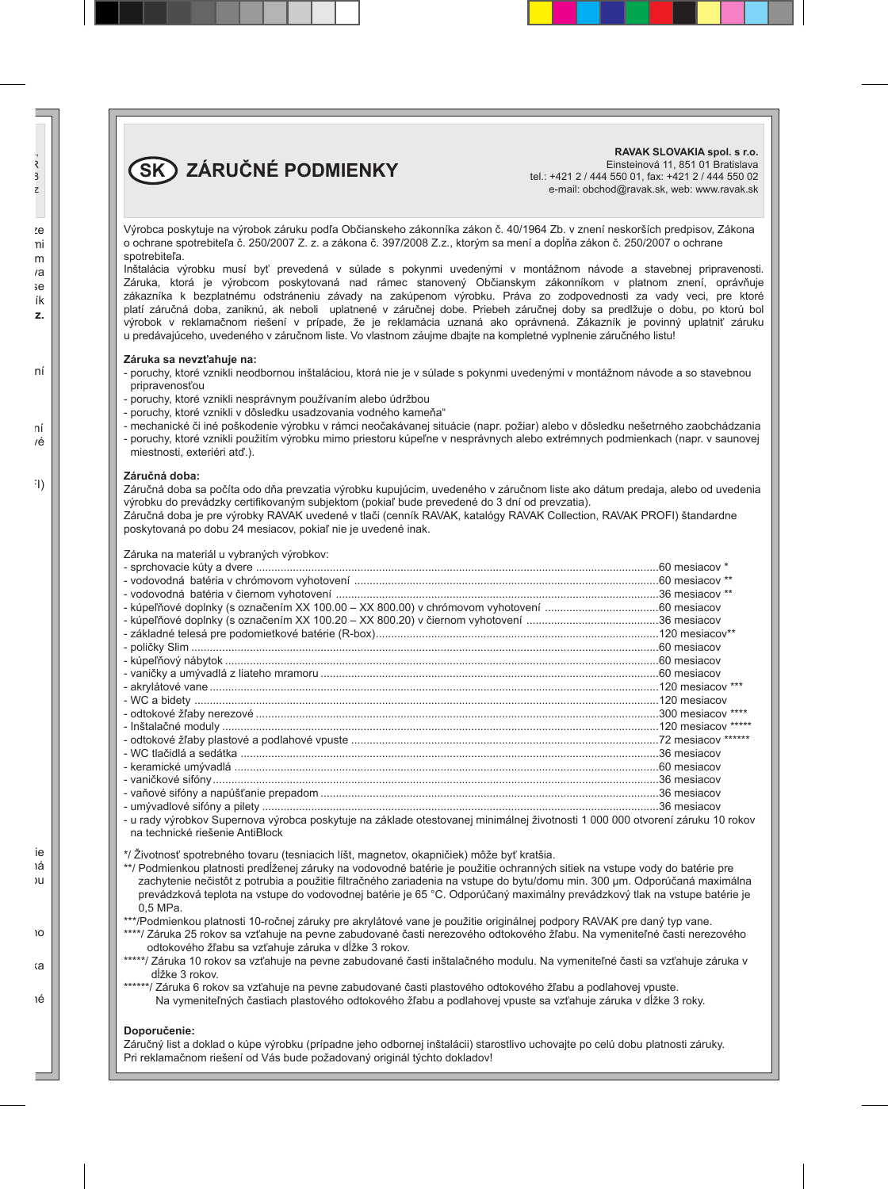# SK ZÁRUČNÉ PODMIENKY

**RAVAK SLOVAKIA spol. s r.o.**
Einsteinová 11, 851 01 Bratislava
tel.: +421 2 / 444 550 01, fax: +421 2 / 444 550 02
e-mail: obchod@ravak.sk, web: www.ravak.sk

Výrobca poskytuje na výrobok záruku podľa Občianskeho zákonníka zákon č. 40/1964 Zb. v znení neskorších predpisov, Zákona o ochrane spotrebiteľa č. 250/2007 Z. z. a zákona č. 397/2008 Z.z., ktorým sa mení a dopĺňa zákon č. 250/2007 o ochrane spotrebiteľa.
Inštalácia výrobku musí byť prevedená v súlade s pokynmi uvedenými v montážnom návode a stavebnej pripravenosti. Záruka, ktorá je výrobcom poskytovaná nad rámec stanovený Občianskym zákonníkom v platnom znení, oprávňuje zákazníka k bezplatnému odstráneniu závady na zakúpenom výrobku. Práva zo zodpovednosti za vady veci, pre ktoré platí záručná doba, zaniknú, ak neboli uplatnené v záručnej dobe. Priebeh záručnej doby sa predlžuje o dobu, po ktorú bol výrobok v reklamačnom riešení v prípade, že je reklamácia uznaná ako oprávnená. Zákazník je povinný uplatniť záruku u predávajúceho, uvedeného v záručnom liste. Vo vlastnom záujme dbajte na kompletné vyplnenie záručného listu!

**Záruka sa nevzťahuje na:**
- poruchy, ktoré vznikli neodbornou inštaláciou, ktorá nie je v súlade s pokynmi uvedenými v montážnom návode a so stavebnou pripravenosťou
- poruchy, ktoré vznikli nesprávnym používaním alebo údržbou
- poruchy, ktoré vznikli v dôsledku usadzovania vodného kameňa“
- mechanické či iné poškodenie výrobku v rámci neočakávanej situácie (napr. požiar) alebo v dôsledku nešetrného zaobchádzania
- poruchy, ktoré vznikli použitím výrobku mimo priestoru kúpeľne v nesprávnych alebo extrémnych podmienkach (napr. v saunovej miestnosti, exteriéri atď.).

**Záručná doba:**
Záručná doba sa počíta odo dňa prevzatia výrobku kupujúcim, uvedeného v záručnom liste ako dátum predaja, alebo od uvedenia výrobku do prevádzky certifikovaným subjektom (pokiaľ bude prevedené do 3 dní od prevzatia).
Záručná doba je pre výrobky RAVAK uvedené v tlači (cenník RAVAK, katalógy RAVAK Collection, RAVAK PROFI) štandardne poskytovaná po dobu 24 mesiacov, pokiaľ nie je uvedené inak.

Záruka na materiál u vybraných výrobkov:
- sprchovacie kúty a dvere ....................................................60 mesiacov *
- vodovodná batéria v chrómovom vyhotovení ....................................................60 mesiacov **
- vodovodná batéria v čiernom vyhotovení ....................................................36 mesiacov **
- kúpeľňové doplnky (s označením XX 100.00 – XX 800.00) v chrómovom vyhotovení ....................................................60 mesiacov
- kúpeľňové doplnky (s označením XX 100.20 – XX 800.20) v čiernom vyhotovení ....................................................36 mesiacov
- základné telesá pre podomietkové batérie (R-box)....................................................120 mesiacov**
- poličky Slim ....................................................60 mesiacov
- kúpeľňový nábytok ....................................................60 mesiacov
- vaničky a umývadlá z liateho mramoru ....................................................60 mesiacov
- akrylátové vane ....................................................120 mesiacov ***
- WC a bidety ....................................................120 mesiacov
- odtokové žľaby nerezové ....................................................300 mesiacov ****
- Inštalačné moduly ....................................................120 mesiacov *****
- odtokové žľaby plastové a podlahové vpuste ....................................................72 mesiacov ******
- WC tlačidlá a sedátka ....................................................36 mesiacov
- keramické umývadlá ....................................................60 mesiacov
- vaničkové sifóny....................................................36 mesiacov
- vaňové sifóny a napúšťanie prepadom ....................................................36 mesiacov
- umývadlové sifóny a pilety ....................................................36 mesiacov
- u rady výrobkov Supernova výrobca poskytuje na základe otestovanej minimálnej životnosti 1 000 000 otvorení záruku 10 rokov na technické riešenie AntiBlock

*/ Životnosť spotrebného tovaru (tesniacich líšt, magnetov, okapničiek) môže byť kratšia.
**/ Podmienkou platnosti predĺženej záruky na vodovodné batérie je použitie ochranných sitiek na vstupe vody do batérie pre zachytenie nečistôt z potrubia a použitie filtračného zariadenia na vstupe do bytu/domu min. 300 µm. Odporúčaná maximálna prevádzková teplota na vstupe do vodovodnej batérie je 65 °C. Odporúčaný maximálny prevádzkový tlak na vstupe batérie je 0,5 MPa.
***/Podmienkou platnosti 10-ročnej záruky pre akrylátové vane je použitie originálnej podpory RAVAK pre daný typ vane.
****/ Záruka 25 rokov sa vzťahuje na pevne zabudované časti nerezového odtokového žľabu. Na vymeniteľné časti nerezového odtokového žľabu sa vzťahuje záruka v dĺžke 3 rokov.
*****/ Záruka 10 rokov sa vzťahuje na pevne zabudované časti inštalačného modulu. Na vymeniteľné časti sa vzťahuje záruka v dĺžke 3 rokov.
******/ Záruka 6 rokov sa vzťahuje na pevne zabudované časti plastového odtokového žľabu a podlahovej vpuste. Na vymeniteľných častiach plastového odtokového žľabu a podlahovej vpuste sa vzťahuje záruka v dĺžke 3 roky.

**Doporučenie:**
Záručný list a doklad o kúpe výrobku (prípadne jeho odbornej inštalácii) starostlivo uchovajte po celú dobu platnosti záruky.
Pri reklamačnom riešení od Vás bude požadovaný originál týchto dokladov!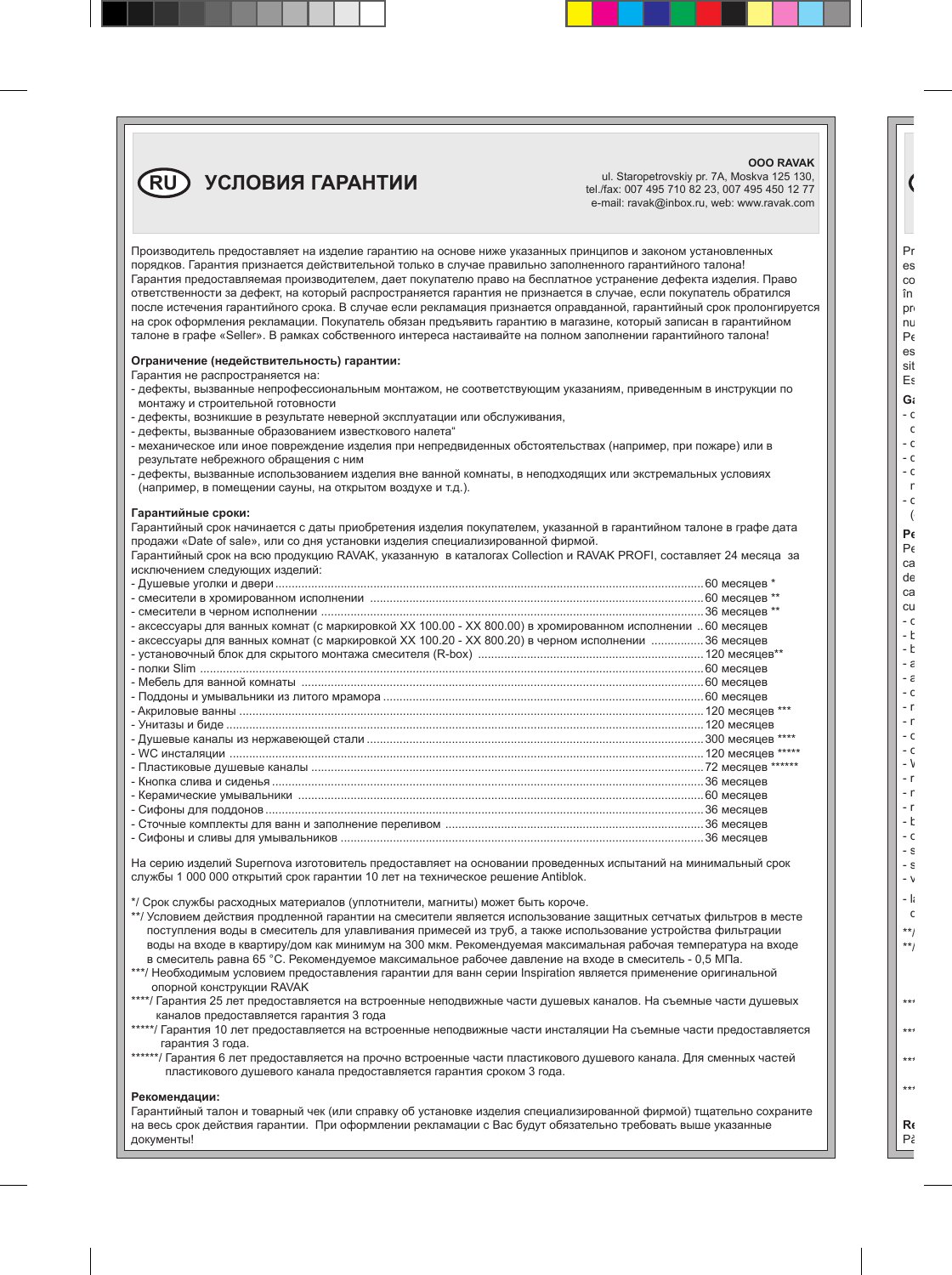# (RU) УСЛОВИЯ ГАРАНТИИ

**OOO RAVAK**
ul. Staropetrovskiy pr. 7A, Moskva 125 130,
tel./fax: 007 495 710 82 23, 007 495 450 12 77
e-mail: ravak@inbox.ru, web: www.ravak.com

Производитель предоставляет на изделие гарантию на основе ниже указанных принципов и законом установленных порядков. Гарантия признается действительной только в случае правильно заполненного гарантийного талона! Гарантия предоставляемая производителем, дает покупателю право на бесплатное устранение дефекта изделия. Право ответственности за дефект, на который распространяется гарантия не признается в случае, если покупатель обратился после истечения гарантийного срока. В случае если рекламация признается оправданной, гарантийный срок пролонгируется на срок оформления рекламации. Покупатель обязан предъявить гарантию в магазине, который записан в гарантийном талоне в графе «Seller». В рамках собственного интереса настаивайте на полном заполнении гарантийного талона!

**Ограничение (недействительность) гарантии:**

Гарантия не распространяется на:

- дефекты, вызванные непрофессиональным монтажом, не соответствующим указаниям, приведенным в инструкции по монтажу и строительной готовности
- дефекты, возникшие в результате неверной эксплуатации или обслуживания,
- дефекты, вызванные образованием известкового налета"
- механическое или иное повреждение изделия при непредвиденных обстоятельствах (например, при пожаре) или в результате небрежного обращения с ним
- дефекты, вызванные использованием изделия вне ванной комнаты, в неподходящих или экстремальных условиях (например, в помещении сауны, на открытом воздухе и т.д.).

**Гарантийные сроки:**

Гарантийный срок начинается с даты приобретения изделия покупателем, указанной в гарантийном талоне в графе дата продажи «Date of sale», или со дня установки изделия специализированной фирмой.

Гарантийный срок на всю продукцию RAVAK, указанную в каталогах Collection и RAVAK PROFI, составляет 24 месяца за исключением следующих изделий:

- Душевые уголки и двери ........ 60 месяцев *
- смесители в хромированном исполнении ........ 60 месяцев **
- смесители в черном исполнении ........ 36 месяцев **
- аксессуары для ванных комнат (с маркировкой XX 100.00 - XX 800.00) в хромированном исполнении ........ 60 месяцев
- аксессуары для ванных комнат (с маркировкой XX 100.20 - XX 800.20) в черном исполнении ........ 36 месяцев
- установочный блок для скрытого монтажа смесителя (R-box) ........ 120 месяцев**
- полки Slim ........ 60 месяцев
- Мебель для ванной комнаты ........ 60 месяцев
- Поддоны и умывальники из литого мрамора ........ 60 месяцев
- Акриловые ванны ........ 120 месяцев ***
- Унитазы и биде ........ 120 месяцев
- Душевые каналы из нержавеющей стали ........ 300 месяцев ****
- WC инсталяции ........ 120 месяцев *****
- Пластиковые душевые каналы ........ 72 месяцев ******
- Кнопка слива и сиденья ........ 36 месяцев
- Керамические умывальники ........ 60 месяцев
- Сифоны для поддонов ........ 36 месяцев
- Сточные комплекты для ванн и заполнение переливом ........ 36 месяцев
- Сифоны и сливы для умывальников ........ 36 месяцев

На серию изделий Supernova изготовитель предоставляет на основании проведенных испытаний на минимальный срок службы 1 000 000 открытий срок гарантии 10 лет на техническое решение Antiblok.

*/ Срок службы расходных материалов (уплотнители, магниты) может быть короче.

**/ Условием действия продленной гарантии на смесители является использование защитных сетчатых фильтров в месте поступления воды в смеситель для улавливания примесей из труб, а также использование устройства фильтрации воды на входе в квартиру/дом как минимум на 300 мкм. Рекомендуемая максимальная рабочая температура на входе в смеситель равна 65 °C. Рекомендуемое максимальное рабочее давление на входе в смеситель - 0,5 МПа.

***/ Необходимым условием предоставления гарантии для ванн серии Inspiration является применение оригинальной опорной конструкции RAVAK

****/ Гарантия 25 лет предоставляется на встроенные неподвижные части душевых каналов. На съемные части душевых каналов предоставляется гарантия 3 года

*****/ Гарантия 10 лет предоставляется на встроенные неподвижные части инсталяции На съемные части предоставляется гарантия 3 года.

******/ Гарантия 6 лет предоставляется на прочно встроенные части пластикового душевого канала. Для сменных частей пластикового душевого канала предоставляется гарантия сроком 3 года.

**Рекомендации:**

Гарантийный талон и товарный чек (или справку об установке изделия специализированной фирмой) тщательно сохраните на весь срок действия гарантии. При оформлении рекламации с Вас будут обязательно требовать выше указанные документы!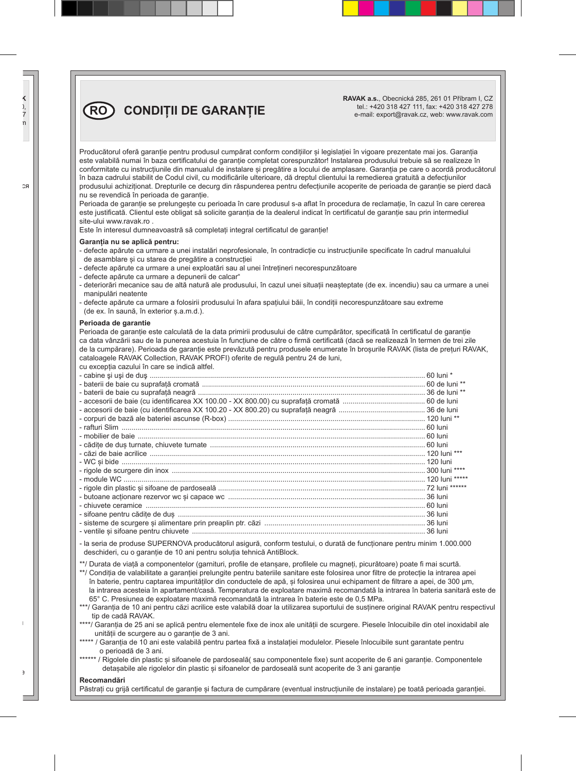# RO CONDIȚII DE GARANȚIE

**RAVAK a.s.**, Obecnická 285, 261 01 Příbram I, CZ
tel.: +420 318 427 111, fax: +420 318 427 278
e-mail: export@ravak.cz, web: www.ravak.com

Producătorul oferă garanție pentru produsul cumpărat conform condițiilor și legislației în vigoare prezentate mai jos. Garanția este valabilă numai în baza certificatului de garanție completat corespunzător! Instalarea produsului trebuie să se realizeze în conformitate cu instrucțiunile din manualul de instalare și pregătire a locului de amplasare. Garanția pe care o acordă producătorul în baza cadrului stabilit de Codul civil, cu modificările ulterioare, dă dreptul clientului la remedierea gratuită a defecțiunilor produsului achiziționat. Drepturile ce decurg din răspunderea pentru defecțiunile acoperite de perioada de garanție se pierd dacă nu se revendică în perioada de garanție.
Perioada de garanție se prelungește cu perioada în care produsul s-a aflat în procedura de reclamație, în cazul în care cererea este justificată. Clientul este obligat să solicite garanția de la dealerul indicat în certificatul de garanție sau prin intermediul site-ului www.ravak.ro .
Este în interesul dumneavoastră să completați integral certificatul de garanție!

**Garanția nu se aplică pentru:**

- defecte apărute ca urmare a unei instalări neprofesionale, în contradicție cu instrucțiunile specificate în cadrul manualului de asamblare și cu starea de pregătire a construcției
- defecte apărute ca urmare a unei exploatări sau al unei întrețineri necorespunzătoare
- defecte apărute ca urmare a depunerii de calcar“
- deteriorări mecanice sau de altă natură ale produsului, în cazul unei situații neașteptate (de ex. incendiu) sau ca urmare a unei manipulări neatente
- defecte apărute ca urmare a folosirii produsului în afara spațiului băii, în condiții necorespunzătoare sau extreme (de ex. în saună, în exterior ș.a.m.d.).

**Perioada de garantie**

Perioada de garanție este calculată de la data primirii produsului de către cumpărător, specificată în certificatul de garanție ca data vânzării sau de la punerea acestuia în funcțiune de către o firmă certificată (dacă se realizează în termen de trei zile de la cumpărare). Perioada de garanție este prevăzută pentru produsele enumerate în broșurile RAVAK (lista de prețuri RAVAK, cataloagele RAVAK Collection, RAVAK PROFI) oferite de regulă pentru 24 de luni,
cu excepția cazului în care se indică altfel.

- cabine și uși de duș ........ 60 luni *
- baterii de baie cu suprafață cromată ........ 60 de luni **
- baterii de baie cu suprafață neagră ........ 36 de luni **
- accesorii de baie (cu identificarea XX 100.00 - XX 800.00) cu suprafață cromată ........ 60 de luni
- accesorii de baie (cu identificarea XX 100.20 - XX 800.20) cu suprafață neagră ........ 36 de luni
- corpuri de bază ale bateriei ascunse (R-box) ........ 120 luni **
- rafturi Slim ........ 60 luni
- mobilier de baie ........ 60 luni
- cădițe de duș turnate, chiuvete turnate ........ 60 luni
- căzi de baie acrilice ........ 120 luni ***
- WC și bide ........ 120 luni
- rigole de scurgere din inox ........ 300 luni ****
- module WC ........ 120 luni *****
- rigole din plastic și sifoane de pardoseală ........ 72 luni ******
- butoane acționare rezervor wc și capace wc ........ 36 luni
- chiuvete ceramice ........ 60 luni
- sifoane pentru cădițe de duș ........ 36 luni
- sisteme de scurgere și alimentare prin preaplin ptr. căzi ........ 36 luni
- ventile și sifoane pentru chiuvete ........ 36 luni

- la seria de produse SUPERNOVA producătorul asigură, conform testului, o durată de funcționare pentru minim 1.000.000 deschideri, cu o garanție de 10 ani pentru soluția tehnică AntiBlock.

**/ Durata de viață a componentelor (garnituri, profile de etanșare, profilele cu magneți, picurătoare) poate fi mai scurtă.
**/ Condiția de valabilitate a garanției prelungite pentru bateriile sanitare este folosirea unor filtre de protecție la intrarea apei în baterie, pentru captarea impurităților din conductele de apă, și folosirea unui echipament de filtrare a apei, de 300 μm, la intrarea acesteia în apartament/casă. Temperatura de exploatare maximă recomandată la intrarea în bateria sanitară este de 65° C. Presiunea de exploatare maximă recomandată la intrarea în baterie este de 0,5 MPa.
***/ Garanția de 10 ani pentru căzi acrilice este valabilă doar la utilizarea suportului de susținere original RAVAK pentru respectivul tip de cadă RAVAK.
****/ Garanția de 25 ani se aplică pentru elementele fixe de inox ale unității de scurgere. Piesele înlocuibile din otel inoxidabil ale unităţii de scurgere au o garanție de 3 ani.
***** / Garanția de 10 ani este valabilă pentru partea fixă a instalației modulelor. Piesele înlocuibile sunt garantate pentru o perioadă de 3 ani.
****** / Rigolele din plastic și sifoanele de pardoseală( sau componentele fixe) sunt acoperite de 6 ani garanție. Componentele detașabile ale rigolelor din plastic și sifoanelor de pardoseală sunt acoperite de 3 ani garanție

**Recomandări**

Păstrați cu grijă certificatul de garanție și factura de cumpărare (eventual instrucțiunile de instalare) pe toată perioada garanției.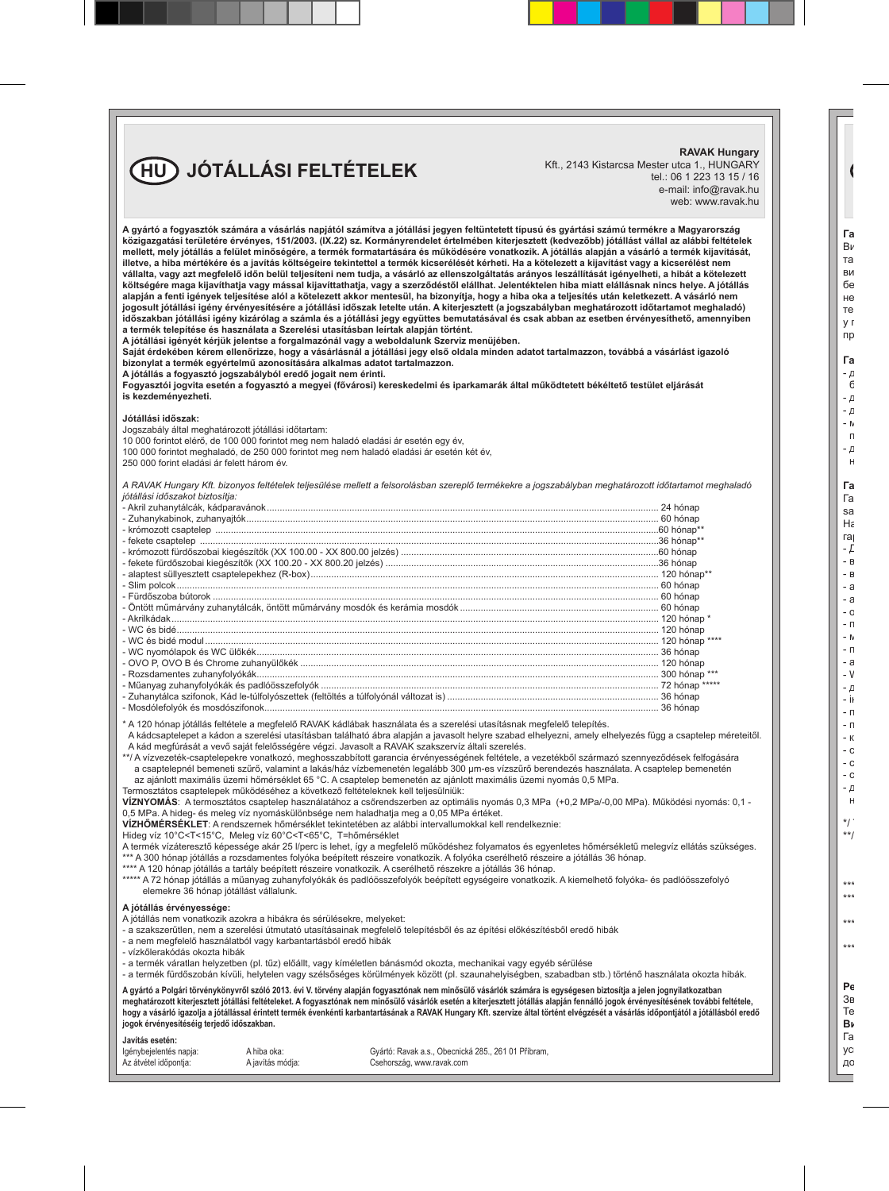# HU JÓTÁLLÁSI FELTÉTELEK

**RAVAK Hungary**
Kft., 2143 Kistarcsa Mester utca 1., HUNGARY
tel.: 06 1 223 13 15 / 16
e-mail: info@ravak.hu
web: www.ravak.hu

**A gyártó a fogyasztók számára a vásárlás napjától számítva a jótállási jegyen feltüntetett típusú és gyártási számú termékre a Magyarország közigazgatási területére érvényes, 151/2003. (IX.22) sz. Kormányrendelet értelmében kiterjesztett (kedvezőbb) jótállást vállal az alábbi feltételek mellett, mely jótállás a felület minőségére, a termék formatartására és működésére vonatkozik. A jótállás alapján a vásárló a termék kijavítását, illetve, a hiba mértékére és a javítás költségeire tekintettel a termék kicserélését kérheti. Ha a kötelezett a kijavítást vagy a kicserélést nem vállalta, vagy azt megfelelő időn belül teljesíteni nem tudja, a vásárló az ellenszolgáltatás arányos leszállítását igényelheti, a hibát a kötelezett költségére maga kijavíthatja vagy mással kijavíttathatja, vagy a szerződéstől elállhat. Jelentéktelen hiba miatt elállásnak nincs helye. A jótállás alapján a fenti igények teljesítése alól a kötelezett akkor mentesül, ha bizonyítja, hogy a hiba oka a teljesítés után keletkezett. A vásárló nem jogosult jótállási igény érvényesítésére a jótállási időszak letelte után. A kiterjesztett (a jogszabályban meghatározott időtartamot meghaladó) időszakban jótállási igény kizárólag a számla és a jótállási jegy együttes bemutatásával és csak abban az esetben érvényesíthető, amennyiben a termék telepítése és használata a Szerelési utasításban leírtak alapján történt.**
**A jótállási igényét kérjük jelentse a forgalmazónál vagy a weboldalunk Szerviz menüjében.**
**Saját érdekében kérem ellenőrizze, hogy a vásárlásnál a jótállási jegy első oldala minden adatot tartalmazzon, továbbá a vásárlást igazoló bizonylat a termék egyértelmű azonosítására alkalmas adatot tartalmazzon.**
**A jótállás a fogyasztó jogszabályból eredő jogait nem érinti.**
**Fogyasztói jogvita esetén a fogyasztó a megyei (fővárosi) kereskedelmi és iparkamarák által működtetett békéltető testület eljárását is kezdeményezheti.**

**Jótállási időszak:**
Jogszabály által meghatározott jótállási időtartam:
10 000 forintot elérő, de 100 000 forintot meg nem haladó eladási ár esetén egy év,
100 000 forintot meghaladó, de 250 000 forintot meg nem haladó eladási ár esetén két év,
250 000 forint eladási ár felett három év.

*A RAVAK Hungary Kft. bizonyos feltételek teljesülése mellett a felsorolásban szereplő termékekre a jogszabályban meghatározott időtartamot meghaladó jótállási időszakot biztosítja:*

- Akril zuhanytálcák, kádparavánok .......... 24 hónap
- Zuhanykabinok, zuhanyajtók .......... 60 hónap
- krómozott csaptelep .......... 60 hónap**
- fekete csaptelep .......... 36 hónap**
- krómozott fürdőszobai kiegészítők (XX 100.00 - XX 800.00 jelzés) .......... 60 hónap
- fekete fürdőszobai kiegészítők (XX 100.20 - XX 800.20 jelzés) .......... 36 hónap
- alaptest süllyesztett csaptelepekhez (R-box) .......... 120 hónap**
- Slim polcok .......... 60 hónap
- Fürdőszoba bútorok .......... 60 hónap
- Öntött műmárvány zuhanytálcák, öntött műmárvány mosdók és kerámia mosdók .......... 60 hónap
- Akrilkádak .......... 120 hónap *
- WC és bidé .......... 120 hónap
- WC és bidé modul .......... 120 hónap ****
- WC nyomólapok és WC ülőkék .......... 36 hónap
- OVO P, OVO B és Chrome zuhanyülőkék .......... 120 hónap
- Rozsdamentes zuhanyfolyókák .......... 300 hónap ***
- Műanyag zuhanyfolyókák és padlóösszefolyók .......... 72 hónap *****
- Zuhanytálca szifonok, Kád le-túlfolyószettek (feltöltés a túlfolyónál változat is) .......... 36 hónap
- Mosdólefolyók és mosdószifonok .......... 36 hónap

\* A 120 hónap jótállás feltétele a megfelelő RAVAK kádlábak használata és a szerelési utasításnak megfelelő telepítés.
A kádcsaptelepet a kádon a szerelési utasításban található ábra alapján a javasolt helyre szabad elhelyezni, amely elhelyezés függ a csaptelep méreteitől. A kád megfúrását a vevő saját felelősségére végzi. Javasolt a RAVAK szakszervíz általi szerelés.
**/ A vízvezeték-csaptelepekre vonatkozó, meghosszabbított garancia érvényességének feltétele, a vezetékből származó szennyeződések felfogására a csaptelepnél bemeneti szűrő, valamint a lakás/ház vízbemeneten legalább 300 µm-es vízszűrő berendezés használata. A csaptelep bemenetén az ajánlott maximális üzemi hőmérséklet 65 °C. A csaptelep bemenetén az ajánlott maximális üzemi nyomás 0,5 MPa.
Termosztátos csaptelepek működéséhez a következő feltételeknek kell teljesülniük:
**VÍZNYOMÁS**: A termosztátos csaptelep használatához a csőrendszerben az optimális nyomás 0,3 MPa (+0,2 MPa/-0,00 MPa). Működési nyomás: 0,1 - 0,5 MPa. A hideg- és meleg víz nyomáskülönbsége nem haladhatja meg a 0,05 MPa értéket.
**VÍZHŐMÉRSÉKLET**: A rendszernek hőmérséklet tekintetében az alábbi intervallumokkal kell rendelkeznie:
Hideg víz $10°C<T<15°C$, Meleg víz $60°C<T<65°C$, T=hőmérséklet
A termék vízáteresztő képessége akár 25 l/perc is lehet, így a megfelelő működéshez folyamatos és egyenletes hőmérsékletű melegvíz ellátás szükséges.
\*\*\* A 300 hónap jótállás a rozsdamentes folyóka beépített részeire vonatkozik. A folyóka cserélhető részeire a jótállás 36 hónap.
\*\*\*\* A 120 hónap jótállás a tartály beépített részeire vonatkozik. A cserélhető részekre a jótállás 36 hónap.
\*\*\*\*\* A 72 hónap jótállás a műanyag zuhanyfolyókák és padlóösszefolyók beépített egységére vonatkozik. A kiemelhető folyóka- és padlóösszefolyó elemekre 36 hónap jótállást vállalunk.

**A jótállás érvényessége:**
A jótállás nem vonatkozik azokra a hibákra és sérülésekre, melyeket:
- a szakszerűtlen, nem a szerelési útmutató utasításainak megfelelő telepítésből és az építési előkészítésből eredő hibák
- a nem megfelelő használatból vagy karbantartásból eredő hibák
- vízkőlerakódás okozta hibák
- a termék váratlan helyzetben (pl. tűz) előállt, vagy kíméletlen bánásmód okozta, mechanikai vagy egyéb sérülése
- a termék fürdőszobán kívüli, helytelen vagy szélsőséges körülmények között (pl. szaunahelyiségben, szabadban stb.) történő használata okozta hibák.

**A gyártó a Polgári törvénykönyvről szóló 2013. évi V. törvény alapján fogyasztónak nem minősülő vásárlók számára is egységesen biztosítja a jelen jognyilatkozatban meghatározott kiterjesztett jótállási feltételeket. A fogyasztónak nem minősülő vásárlók esetén a kiterjesztett jótállás alapján fennálló jogok érvényesítésének további feltétele, hogy a vásárló igazolja a jótállással érintett termék évenkénti karbantartásának a RAVAK Hungary Kft. szervize által történt elvégzését a vásárlás időpontjától a jótállásból eredő jogok érvényesítéséig terjedő időszakban.**

**Javítás esetén:**

| | | |
|---|---|---|
| Igénybejelentés napja: | A hiba oka: | Gyártó: Ravak a.s., Obecnická 285., 261 01 Příbram, |
| Az átvétel időpontja: | A javítás módja: | Csehország, www.ravak.com |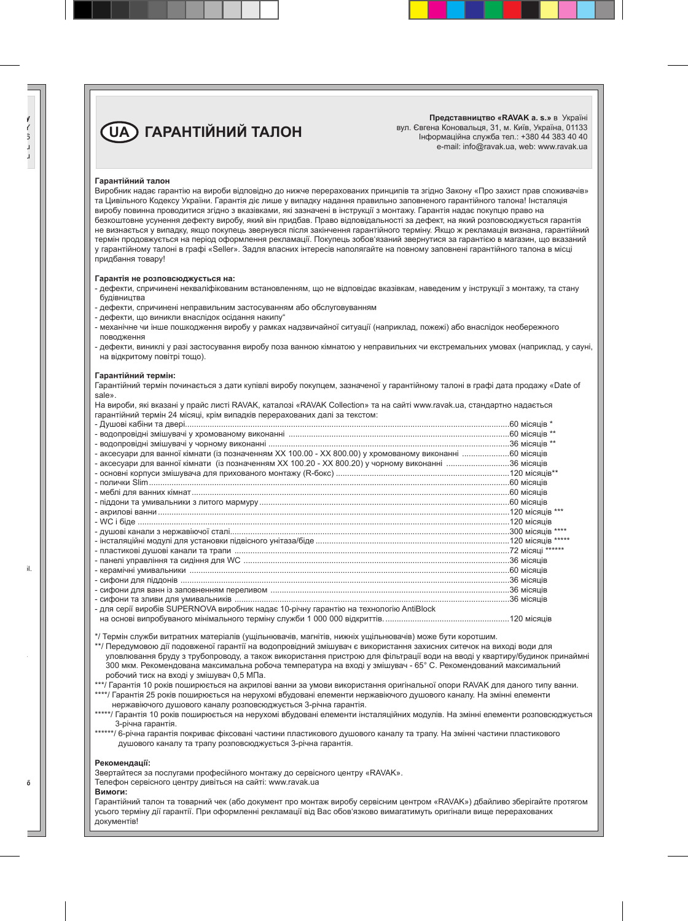# UA ГАРАНТІЙНИЙ ТАЛОН

**Представництво «RAVAK a. s.»** в Україні
вул. Євгена Коновальця, 31, м. Київ, Україна, 01133
Інформаційна служба тел.: +380 44 383 40 40
e-mail: info@ravak.ua, web: www.ravak.ua

**Гарантійний талон**

Виробник надає гарантію на вироби відповідно до нижче перерахованих принципів та згідно Закону «Про захист прав споживачів» та Цивільного Кодексу України. Гарантія діє лише у випадку надання правильно заповненого гарантійного талона! Інсталяція виробу повинна проводитися згідно з вказівками, які зазначені в інструкції з монтажу. Гарантія надає покупцю право на безкоштовне усунення дефекту виробу, який він придбав. Право відповідальності за дефект, на який розповсюджується гарантія не визнається у випадку, якщо покупець звернувся після закінчення гарантійного терміну. Якщо ж рекламація визнана, гарантійний термін продовжується на період оформлення рекламації. Покупець зобов'язаний звернутися за гарантією в магазин, що вказаний у гарантійному талоні в графі «Seller». Задля власних інтересів наполягайте на повному заповнені гарантійного талона в місці придбання товару!

**Гарантія не розповсюджується на:**

- дефекти, спричинені некваліфікованим встановленням, що не відповідає вказівкам, наведеним у інструкції з монтажу, та стану будівництва
- дефекти, спричинені неправильним застосуванням або обслуговуванням
- дефекти, що виникли внаслідок осідання накипу"
- механічне чи інше пошкодження виробу у рамках надзвичайної ситуації (наприклад, пожежі) або внаслідок необережного поводження
- дефекти, виниклі у разі застосування виробу поза ванною кімнатою у неправильних чи екстремальних умовах (наприклад, у сауні, на відкритому повітрі тощо).

**Гарантійний термін:**

Гарантійний термін починається з дати купівлі виробу покупцем, зазначеної у гарантійному талоні в графі дата продажу «Date of sale».
На вироби, які вказані у прайс листі RAVAK, каталозі «RAVAK Collection» та на сайті www.ravak.ua, стандартно надається гарантійний термін 24 місяці, крім випадків перерахованих далі за текстом:

- Душові кабіни та двері ........ 60 місяців *
- водопровідні змішувачі у хромованому виконанні ........ 60 місяців **
- водопровідні змішувачі у чорному виконанні ........ 36 місяців **
- аксесуари для ванної кімнати (із позначенням XX 100.00 - XX 800.00) у хромованому виконанні ........ 60 місяців
- аксесуари для ванної кімнати (із позначенням XX 100.20 - XX 800.20) у чорному виконанні ........ 36 місяців
- основні корпуси змішувача для прихованого монтажу (R-бокс) ........ 120 місяців**
- полички Slim ........ 60 місяців
- меблі для ванних кімнат ........ 60 місяців
- піддони та умивальники з литого мармуру ........ 60 місяців
- акрилові ванни ........ 120 місяців ***
- WC і біде ........ 120 місяців
- душові канали з нержавіючої сталі ........ 300 місяців ****
- інсталяційні модулі для установки підвісного унітаза/біде ........ 120 місяців *****
- пластикові душові канали та трапи ........ 72 місяці ******
- панелі управління та сидіння для WC ........ 36 місяців
- керамічні умивальники ........ 60 місяців
- сифони для піддонів ........ 36 місяців
- сифони для ванн із заповненням переливом ........ 36 місяців
- сифони та зливи для умивальників ........ 36 місяців
- для серії виробів SUPERNOVA виробник надає 10-річну гарантію на технологію AntiBlock на основі випробуваного мінімального терміну служби 1 000 000 відкриттів ........ 120 місяців

*/ Термін служби витратних матеріалів (ущільнювачів, магнітів, нижніх ущільнювачів) може бути коротшим.

**/ Передумовою дії подовженої гарантії на водопровідний змішувач є використання захисних ситечок на виході води для уловлювання бруду з трубопроводу, а також використання пристрою для фільтрації води на вводі у квартиру/будинок принаймні 300 мкм. Рекомендована максимальна робоча температура на вході у змішувач - 65° С. Рекомендований максимальний робочий тиск на вході у змішувач 0,5 МПа.

***/ Гарантія 10 років поширюється на акрилові ванни за умови використання оригінальної опори RAVAK для даного типу ванни.

****/ Гарантія 25 років поширюється на нерухомі вбудовані елементи нержавіючого душового каналу. На змінні елементи нержавіючого душового каналу розповсюджується 3-річна гарантія.

*****/ Гарантія 10 років поширюється на нерухомі вбудовані елементи інсталяційних модулів. На змінні елементи розповсюджується 3-річна гарантія.

******/ 6-річна гарантія покриває фіксовані частини пластикового душового каналу та трапу. На змінні частини пластикового душового каналу та трапу розповсюджується 3-річна гарантія.

**Рекомендації:**

Звертайтеся за послугами професійного монтажу до сервісного центру «RAVAK».
Телефон сервісного центру дивіться на сайті: www.ravak.ua

**Вимоги:**

Гарантійний талон та товарний чек (або документ про монтаж виробу сервісним центром «RAVAK») дбайливо зберігайте протягом усього терміну дії гарантії. При оформленні рекламації від Вас обов'язково вимагатимуть оригінали вище перерахованих документів!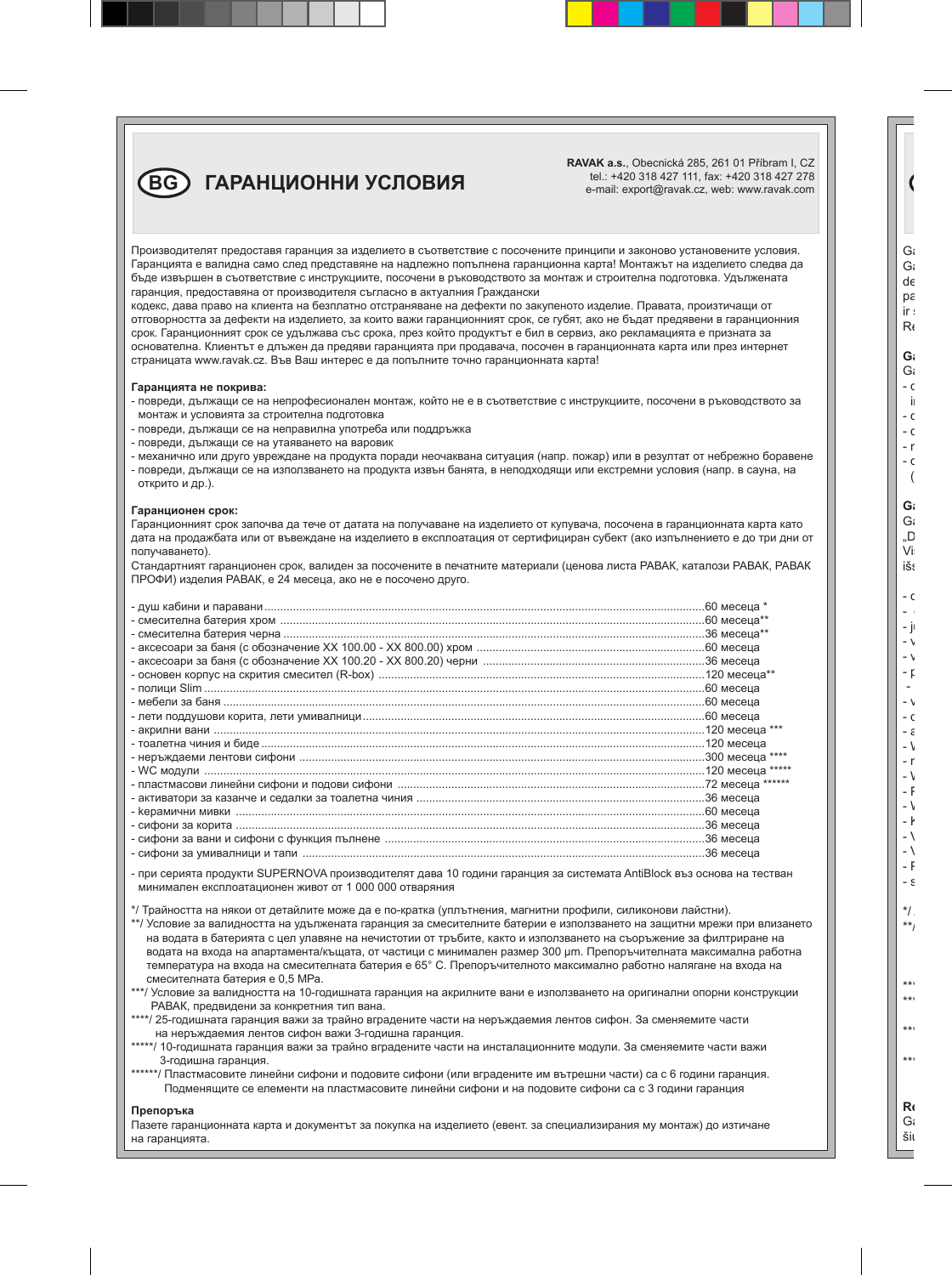# (BG) ГАРАНЦИОННИ УСЛОВИЯ

**RAVAK a.s.**, Obecnická 285, 261 01 Příbram I, CZ
tel.: +420 318 427 111, fax: +420 318 427 278
e-mail: export@ravak.cz, web: www.ravak.com

Производителят предоставя гаранция за изделието в съответствие с посочените принципи и законово установените условия. Гаранцията е валидна само след представяне на надлежно попълнена гаранционна карта! Монтажът на изделието следва да бъде извършен в съответствие с инструкциите, посочени в ръководството за монтаж и строителна подготовка. Удължената гаранция, предоставяна от производителя съгласно в актуалния Граждански кодекс, дава право на клиента на безплатно отстраняване на дефекти по закупеното изделие. Правата, произтичащи от отговорността за дефекти на изделието, за които важи гаранционният срок, се губят, ако не бъдат предявени в гаранционния срок. Гаранционният срок се удължава със срока, през който продуктът е бил в сервиз, ако рекламацията е призната за основателна. Клиентът е длъжен да предяви гаранцията при продавача, посочен в гаранционната карта или през интернет страницата www.ravak.cz. Във Ваш интерес е да попълните точно гаранционната карта!

**Гаранцията не покрива:**

- повреди, дължащи се на непрофесионален монтаж, който не е в съответствие с инструкциите, посочени в ръководството за монтаж и условията за строителна подготовка
- повреди, дължащи се на неправилна употреба или поддръжка
- повреди, дължащи се на утаяването на варовик
- механично или друго увреждане на продукта поради неочаквана ситуация (напр. пожар) или в резултат от небрежно боравене
- повреди, дължащи се на използването на продукта извън банята, в неподходящи или екстремни условия (напр. в сауна, на открито и др.).

**Гаранционен срок:**

Гаранционният срок започва да тече от датата на получаване на изделието от купувача, посочена в гаранционната карта като дата на продажбата или от въвеждане на изделието в експлоатация от сертифициран субект (ако изпълнението е до три дни от получаването).
Стандартният гаранционен срок, валиден за посочените в печатните материали (ценова листа РАВАК, каталози РАВАК, РАВАК ПРОФИ) изделия РАВАК, е 24 месеца, ако не е посочено друго.

- душ кабини и паравани ........ 60 месеца *
- смесителна батерия хром ........ 60 месеца**
- смесителна батерия черна ........ 36 месеца**
- аксесоари за баня (с обозначение XX 100.00 - XX 800.00) хром ........ 60 месеца
- аксесоари за баня (с обозначение XX 100.20 - XX 800.20) черни ........ 36 месеца
- основен корпус на скрития смесител (R-box) ........ 120 месеца**
- полици Slim ........ 60 месеца
- мебели за баня ........ 60 месеца
- лети поддушови корита, лети умивалници ........ 60 месеца
- акрилни вани ........ 120 месеца ***
- тоалетна чиния и биде ........ 120 месеца
- неръждаеми лентови сифони ........ 300 месеца ****
- WC модули ........ 120 месеца *****
- пластмасови линейни сифони и подови сифони ........ 72 месеца ******
- активатори за казанче и седалки за тоалетна чиния ........ 36 месеца
- керамични мивки ........ 60 месеца
- сифони за корита ........ 36 месеца
- сифони за вани и сифони с функция пълнене ........ 36 месеца
- сифони за умивалници и тапи ........ 36 месеца

- при серията продукти SUPERNOVA производителят дава 10 години гаранция за системата AntiBlock въз основа на тестван минимален експлоатационен живот от 1 000 000 отваряния

*/ Трайността на някои от детайлите може да е по-кратка (уплътнения, магнитни профили, силиконови лайстни).
**/ Условие за валидността на удължената гаранция за смесителните батерии е използването на защитни мрежи при влизането на водата в батерията с цел улавяне на нечистотии от тръбите, както и използването на съоръжение за филтриране на водата на входа на апартамента/къщата, от частици с минимален размер 300 μm. Препоръчителната максимална работна температура на входа на смесителната батерия е 65° C. Препоръчителното максимално работно налягане на входа на смесителната батерия е 0,5 MPa.
***/ Условие за валидността на 10-годишната гаранция на акрилните вани е използването на оригинални опорни конструкции РАВАК, предвидени за конкретния тип вана.
****/ 25-годишната гаранция важи за трайно вградените части на неръждаемия лентов сифон. За сменяемите части на неръждаемия лентов сифон важи 3-годишна гаранция.
*****/ 10-годишната гаранция важи за трайно вградените части на инсталационните модули. За сменяемите части важи 3-годишна гаранция.
******/ Пластмасовите линейни сифони и подовите сифони (или вградените им вътрешни части) са с 6 години гаранция. Подменящите се елементи на пластмасовите линейни сифони и на подовите сифони са с 3 години гаранция

**Препоръка**

Пазете гаранционната карта и документът за покупка на изделието (евент. за специализирания му монтаж) до изтичане на гаранцията.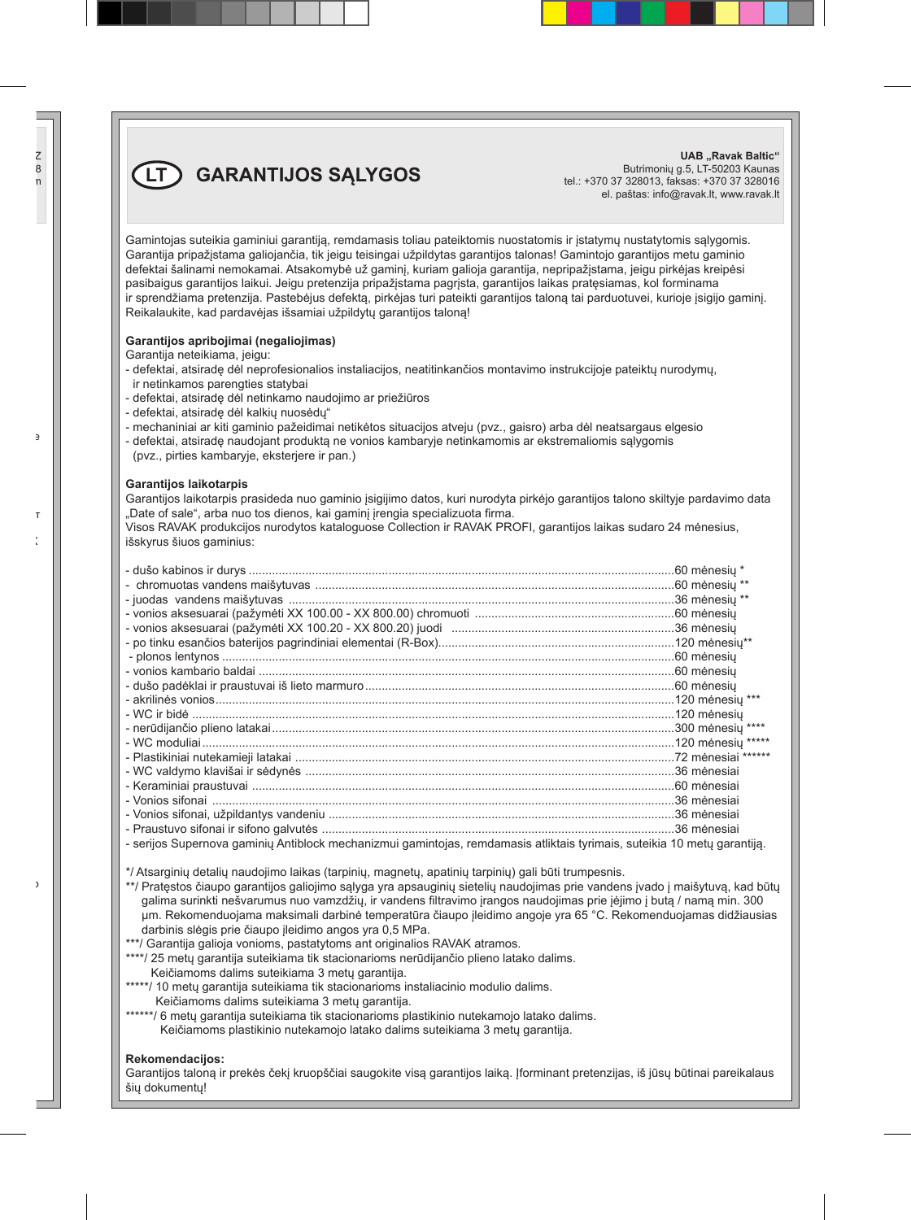# (LT) GARANTIJOS SĄLYGOS

**UAB „Ravak Baltic“**
Butrimonių g.5, LT-50203 Kaunas
tel.: +370 37 328013, faksas: +370 37 328016
el. paštas: info@ravak.lt, www.ravak.lt

Gamintojas suteikia gaminiui garantiją, remdamasis toliau pateiktomis nuostatomis ir įstatymų nustatytomis sąlygomis. Garantija pripažįstama galiojančia, tik jeigu teisingai užpildytas garantijos talonas! Gamintojo garantijos metu gaminio defektai šalinami nemokamai. Atsakomybė už gaminį, kuriam galioja garantija, nepripažįstama, jeigu pirkėjas kreipėsi pasibaigus garantijos laikui. Jeigu pretenzija pripažįstama pagrįsta, garantijos laikas pratęsiamas, kol forminama ir sprendžiama pretenzija. Pastebėjus defektą, pirkėjas turi pateikti garantijos taloną tai parduotuvei, kurioje įsigijo gaminį. Reikalaukite, kad pardavėjas išsamiai užpildytų garantijos taloną!

**Garantijos apribojimai (negaliojimas)**

Garantija neteikiama, jeigu:

- defektai, atsiradę dėl neprofesionalios instaliacijos, neatitinkančios montavimo instrukcijoje pateiktų nurodymų, ir netinkamos parengties statybai
- defektai, atsiradę dėl netinkamo naudojimo ar priežiūros
- defektai, atsiradę dėl kalkių nuosėdų“
- mechaniniai ar kiti gaminio pažeidimai netikėtos situacijos atveju (pvz., gaisro) arba dėl neatsargaus elgesio
- defektai, atsiradę naudojant produktą ne vonios kambaryje netinkamomis ar ekstremaliomis sąlygomis (pvz., pirties kambaryje, eksterjere ir pan.)

**Garantijos laikotarpis**

Garantijos laikotarpis prasideda nuo gaminio įsigijimo datos, kuri nurodyta pirkėjo garantijos talono skiltyje pardavimo data „Date of sale“, arba nuo tos dienos, kai gaminį įrengia specializuota firma.
Visos RAVAK produkcijos nurodytos kataloguose Collection ir RAVAK PROFI, garantijos laikas sudaro 24 mėnesius, išskyrus šiuos gaminius:

- dušo kabinos ir durys ..........60 mėnesių *
- chromuotas vandens maišytuvas ..........60 mėnesių **
- juodas vandens maišytuvas ..........36 mėnesių **
- vonios aksesuarai (pažymėti XX 100.00 - XX 800.00) chromuoti ..........60 mėnesių
- vonios aksesuarai (pažymėti XX 100.20 - XX 800.20) juodi ..........36 mėnesių
- po tinku esančios baterijos pagrindiniai elementai (R-Box)..........120 mėnesių**
- plonos lentynos ..........60 mėnesių
- vonios kambario baldai ..........60 mėnesių
- dušo padėklai ir praustuvai iš lieto marmuro..........60 mėnesių
- akrilinės vonios..........120 mėnesių ***
- WC ir bidė ..........120 mėnesių
- nerūdijančio plieno latakai..........300 mėnesių ****
- WC moduliai..........120 mėnesių *****
- Plastikiniai nutekamieji latakai ..........72 mėnesiai ******
- WC valdymo klavišai ir sėdynės ..........36 mėnesiai
- Keraminiai praustuvai ..........60 mėnesiai
- Vonios sifonai ..........36 mėnesiai
- Vonios sifonai, užpildantys vandeniu ..........36 mėnesiai
- Praustuvo sifonai ir sifono galvutės ..........36 mėnesiai
- serijos Supernova gaminių Antiblock mechanizmui gamintojas, remdamasis atliktais tyrimais, suteikia 10 metų garantiją.

*/ Atsarginių detalių naudojimo laikas (tarpinių, magnetų, apatinių tarpinių) gali būti trumpesnis.

**/ Pratęstos čiaupo garantijos galiojimo sąlyga yra apsauginių sietelių naudojimas prie vandens įvado į maišytuvą, kad būtų galima surinkti nešvarumus nuo vamzdžių, ir vandens filtravimo įrangos naudojimas prie įėjimo į butą / namą min. 300 μm. Rekomenduojama maksimali darbinė temperatūra čiaupo įleidimo angoje yra 65 °C. Rekomenduojamas didžiausias darbinis slėgis prie čiaupo įleidimo angos yra 0,5 MPa.

***/ Garantija galioja vonioms, pastatytoms ant originalios RAVAK atramos.

****/ 25 metų garantija suteikiama tik stacionarioms nerūdijančio plieno latako dalims.
Keičiamoms dalims suteikiama 3 metų garantija.

*****/ 10 metų garantija suteikiama tik stacionarioms instaliacinio modulio dalims.
Keičiamoms dalims suteikiama 3 metų garantija.

******/ 6 metų garantija suteikiama tik stacionarioms plastikinio nutekamojo latako dalims.
Keičiamoms plastikinio nutekamojo latako dalims suteikiama 3 metų garantija.

**Rekomendacijos:**

Garantijos taloną ir prekės čekį kruopščiai saugokite visą garantijos laiką. Įforminant pretenzijas, iš jūsų būtinai pareikalaus šių dokumentų!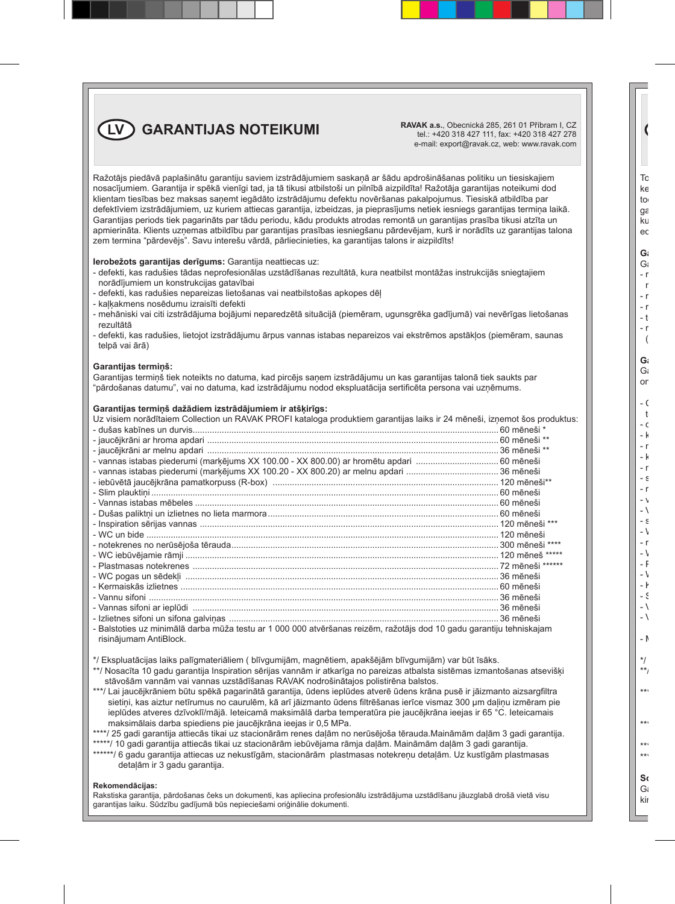# (LV) GARANTIJAS NOTEIKUMI

**RAVAK a.s.**, Obecnická 285, 261 01 Příbram I, CZ
tel.: +420 318 427 111, fax: +420 318 427 278
e-mail: export@ravak.cz, web: www.ravak.com

Ražotājs piedāvā paplašinātu garantiju saviem izstrādājumiem saskaņā ar šādu apdrošināšanas politiku un tiesiskajiem nosacījumiem. Garantija ir spēkā vienīgi tad, ja tā tikusi atbilstoši un pilnībā aizpildīta! Ražotāja garantijas noteikumi dod klientam tiesības bez maksas saņemt iegādāto izstrādājumu defektu novēršanas pakalpojumus. Tiesiskā atbildība par defektīviem izstrādājumiem, uz kuriem attiecas garantija, izbeidzas, ja pieprasījums netiek iesniegs garantijas termiņa laikā. Garantijas periods tiek pagarināts par tādu periodu, kādu produkts atrodas remontā un garantijas prasība tikusi atzīta un apmierināta. Klients uzņemas atbildību par garantijas prasības iesniegšanu pārdevējam, kurš ir norādīts uz garantijas talona zem termina "pārdevējs". Savu interešu vārdā, pārliecinieties, ka garantijas talons ir aizpildīts!

**Ierobežots garantijas derīgums:** Garantija neattiecas uz:

- defekti, kas radušies tādas neprofesionālas uzstādīšanas rezultātā, kura neatbilst montāžas instrukcijās sniegtajiem norādījumiem un konstrukcijas gatavībai
- defekti, kas radušies nepareizas lietošanas vai neatbilstošas apkopes dēļ
- kaļķakmens nosēdumu izraisīti defekti
- mehāniski vai citi izstrādājuma bojājumi neparedzētā situācijā (piemēram, ugunsgrēka gadījumā) vai nevērīgas lietošanas rezultātā
- defekti, kas radušies, lietojot izstrādājumu ārpus vannas istabas nepareizos vai ekstrēmos apstākļos (piemēram, saunas telpā vai ārā)

**Garantijas termiņš:**
Garantijas termiņš tiek noteikts no datuma, kad pircējs saņem izstrādājumu un kas garantijas talonā tiek saukts par "pārdošanas datumu", vai no datuma, kad izstrādājumu nodod ekspluatācija sertificēta persona vai uzņēmums.

**Garantijas termiņš dažādiem izstrādājumiem ir atšķirīgs:**
Uz visiem norādītaiem Collection un RAVAK PROFI kataloga produktiem garantijas laiks ir 24 mēneši, izņemot šos produktus:

- dušas kabīnes un durvis ........ 60 mēneši *
- jaucējkrāni ar hroma apdari ........ 60 mēneši **
- jaucējkrāni ar melnu apdari ........ 36 mēneši **
- vannas istabas piederumi (marķējums XX 100.00 - XX 800.00) ar hromētu apdari ........ 60 mēneši
- vannas istabas piederumi (marķējums XX 100.20 - XX 800.20) ar melnu apdari ........ 36 mēneši
- iebūvētā jaucējkrāna pamatkorpuss (R-box) ........ 120 mēneši**
- Slim plauktiņi ........ 60 mēneši
- Vannas istabas mēbeles ........ 60 mēneši
- Dušas paliktņi un izlietnes no lieta marmora ........ 60 mēneši
- Inspiration sērijas vannas ........ 120 mēneši ***
- WC un bide ........ 120 mēneši
- notekrenes no nerūsējoša tērauda ........ 300 mēneši ****
- WC iebūvējamie rāmji ........ 120 mēneš *****
- Plastmasas notekrenes ........ 72 mēneši ******
- WC pogas un sēdekļi ........ 36 mēneši
- Kermaiskās izlietnes ........ 60 mēneši
- Vannu sifoni ........ 36 mēneši
- Vannas sifoni ar ieplūdi ........ 36 mēneši
- Izlietnes sifoni un sifona galviņas ........ 36 mēneši
- Balstoties uz minimālā darba mūža testu ar 1 000 000 atvēršanas reizēm, ražotājs dod 10 gadu garantiju tehniskajam risinājumam AntiBlock.

*/ Ekspluatācijas laiks palīgmateriāliem ( blīvgumijām, magnētiem, apakšējām blīvgumijām) var būt īsāks.
**/ Nosacīta 10 gadu garantija Inspiration sērijas vannām ir atkarīga no pareizas atbalsta sistēmas izmantošanas atsevišķi stāvošām vannām vai vannas uzstādīšanas RAVAK nodrošinātajos polistirēna balstos.
***/ Lai jaucējkrāniem būtu spēkā pagarinātā garantija, ūdens ieplūdes atverē ūdens krāna pusē ir jāizmanto aizsargfiltra sietiņi, kas aiztur netīrumus no caurulēm, kā arī jāizmanto ūdens filtrēšanas ierīce vismaz 300 µm daļiņu izmēram pie ieplūdes atveres dzīvoklī/mājā. Ieteicamā maksimālā darba temperatūra pie jaucējkrāna ieejas ir 65 °C. Ieteicamais maksimālais darba spiediens pie jaucējkrāna ieejas ir 0,5 MPa.
****/ 25 gadi garantija attiecās tikai uz stacionārām renes daļām no nerūsējoša tērauda.Maināmām daļām 3 gadi garantija.
*****/ 10 gadi garantija attiecās tikai uz stacionārām iebūvējama rāmja daļām. Maināmām daļām 3 gadi garantija.
******/ 6 gadu garantija attiecas uz nekustīgām, stacionārām plastmasas notekreņu detaļām. Uz kustīgām plastmasas detaļām ir 3 gadu garantija.

**Rekomendācijas:**
Rakstiska garantija, pārdošanas čeks un dokumenti, kas apliecina profesionālu izstrādājuma uzstādīšanu jāuzglabā drošā vietā visu garantijas laiku. Sūdzību gadījumā būs nepieciešami oriģinālie dokumenti.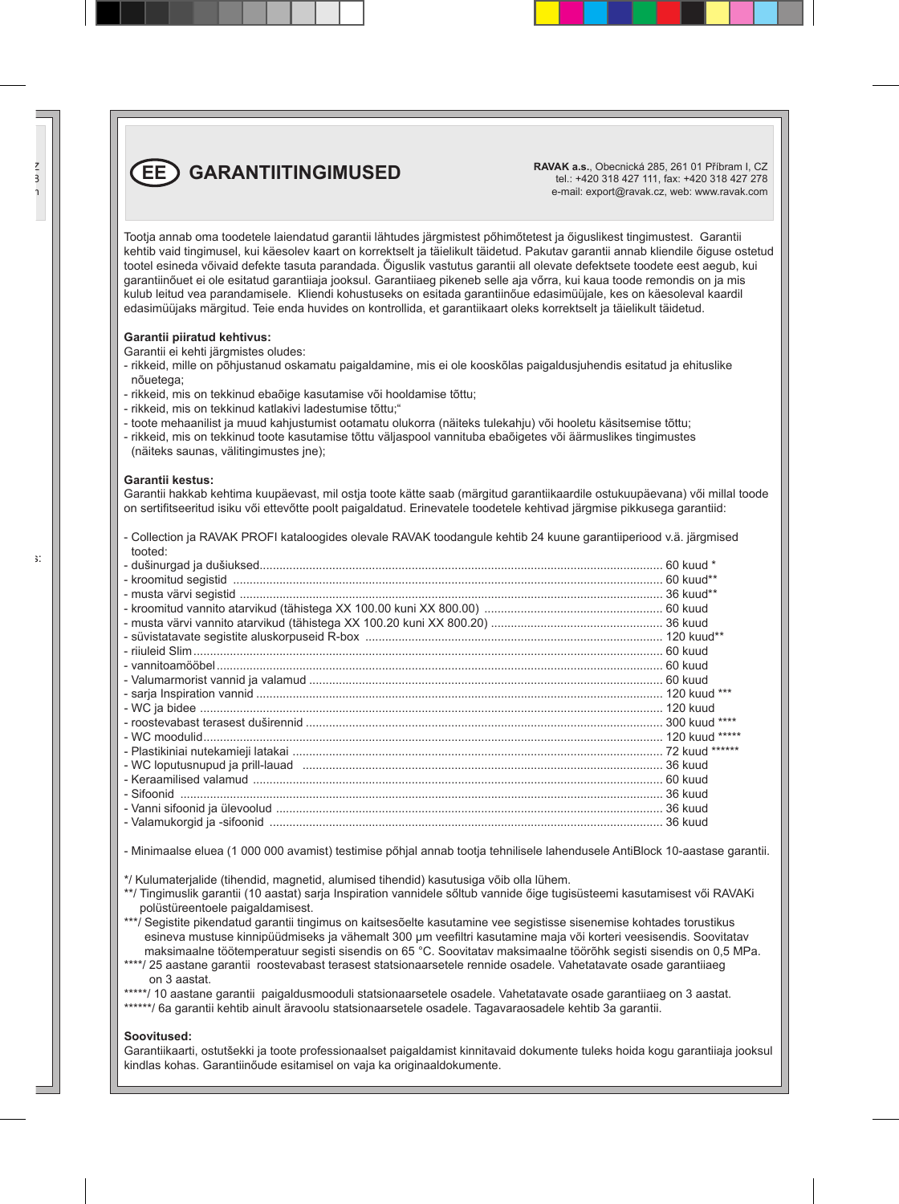# (EE) GARANTIITINGIMUSED

**RAVAK a.s.**, Obecnická 285, 261 01 Příbram I, CZ
tel.: +420 318 427 111, fax: +420 318 427 278
e-mail: export@ravak.cz, web: www.ravak.com

Tootja annab oma toodetele laiendatud garantii lähtudes järgmistest põhimõtetest ja õiguslikest tingimustest. Garantii kehtib vaid tingimusel, kui käesolev kaart on korrektselt ja täielikult täidetud. Pakutav garantii annab kliendile õiguse ostetud tootel esineda võivaid defekte tasuta parandada. Õiguslik vastutus garantii all olevate defektsete toodete eest aegub, kui garantiinõuet ei ole esitatud garantiiaja jooksul. Garantiiaeg pikeneb selle aja võrra, kui kaua toode remondis on ja mis kulub leitud vea parandamisele. Kliendi kohustuseks on esitada garantiinõue edasimüüjale, kes on käesoleval kaardil edasimüüjaks märgitud. Teie enda huvides on kontrollida, et garantiikaart oleks korrektselt ja täielikult täidetud.

**Garantii piiratud kehtivus:**
Garantii ei kehti järgmistes oludes:

- rikkeid, mille on põhjustanud oskamatu paigaldamine, mis ei ole kooskõlas paigaldusjuhendis esitatud ja ehituslike nõuetega;
- rikkeid, mis on tekkinud ebaõige kasutamise või hooldamise tõttu;
- rikkeid, mis on tekkinud katlakivi ladestumise tõttu;“
- toote mehaanilist ja muud kahjustumist ootamatu olukorra (näiteks tulekahju) või hooletu käsitsemise tõttu;
- rikkeid, mis on tekkinud toote kasutamise tõttu väljaspool vannituba ebaõigetes või äärmuslikes tingimustes (näiteks saunas, välitingimustes jne);

**Garantii kestus:**
Garantii hakkab kehtima kuupäevast, mil ostja toote kätte saab (märgitud garantiikaardile ostukuupäevana) või millal toode on sertifitseeritud isiku või ettevõtte poolt paigaldatud. Erinevatele toodetele kehtivad järgmise pikkusega garantiid:

- Collection ja RAVAK PROFI kataloogides olevale RAVAK toodangule kehtib 24 kuune garantiiperiood v.ä. järgmised tooted:
- dušinurgad ja dušiuksed........ 60 kuud *
- kroomitud segistid ........ 60 kuud**
- musta värvi segistid ........ 36 kuud**
- kroomitud vannito atarvikud (tähistega XX 100.00 kuni XX 800.00) ........ 60 kuud
- musta värvi vannito atarvikud (tähistega XX 100.20 kuni XX 800.20) ........ 36 kuud
- süvistatavate segistite aluskorpuseid R-box ........ 120 kuud**
- riiuleid Slim........ 60 kuud
- vannitoamööbel........ 60 kuud
- Valumarmorist vannid ja valamud ........ 60 kuud
- sarja Inspiration vannid ........ 120 kuud ***
- WC ja bidee ........ 120 kuud
- roostevabast terasest duširennid ........ 300 kuud ****
- WC moodulid........ 120 kuud *****
- Plastikiniai nutekamieji latakai ........ 72 kuud ******
- WC loputusnupud ja prill-lauad ........ 36 kuud
- Keraamilised valamud ........ 60 kuud
- Sifoonid ........ 36 kuud
- Vanni sifoonid ja ülevoolud ........ 36 kuud
- Valamukorgid ja -sifoonid ........ 36 kuud

- Minimaalse eluea (1 000 000 avamist) testimise põhjal annab tootja tehnilisele lahendusele AntiBlock 10-aastase garantii.

*/ Kulumaterjalide (tihendid, magnetid, alumised tihendid) kasutusiga võib olla lühem.
**/ Tingimuslik garantii (10 aastat) sarja Inspiration vannidele sõltub vannide õige tugisüsteemi kasutamisest või RAVAKi polüstüreentoele paigaldamisest.
***/ Segistite pikendatud garantii tingimus on kaitsesõelte kasutamine vee segistisse sisenemise kohtades torustikus esineva mustuse kinnipüüdmiseks ja vähemalt 300 μm veefiltri kasutamine maja või korteri veesisendis. Soovitatav maksimaalne töötemperatuur segisti sisendis on 65 °C. Soovitatav maksimaalne töörõhk segisti sisendis on 0,5 MPa.
****/ 25 aastane garantii roostevabast terasest statsionaarsetele rennide osadele. Vahetatavate osade garantiiaeg on 3 aastat.
*****/ 10 aastane garantii paigaldusmooduli statsionaarsetele osadele. Vahetatavate osade garantiiaeg on 3 aastat.
******/ 6a garantii kehtib ainult äravoolu statsionaarsetele osadele. Tagavaraosadele kehtib 3a garantii.

**Soovitused:**
Garantiikaarti, ostutšekki ja toote professionaalset paigaldamist kinnitavaid dokumente tuleks hoida kogu garantiiaja jooksul kindlas kohas. Garantiinõude esitamisel on vaja ka originaaldokumente.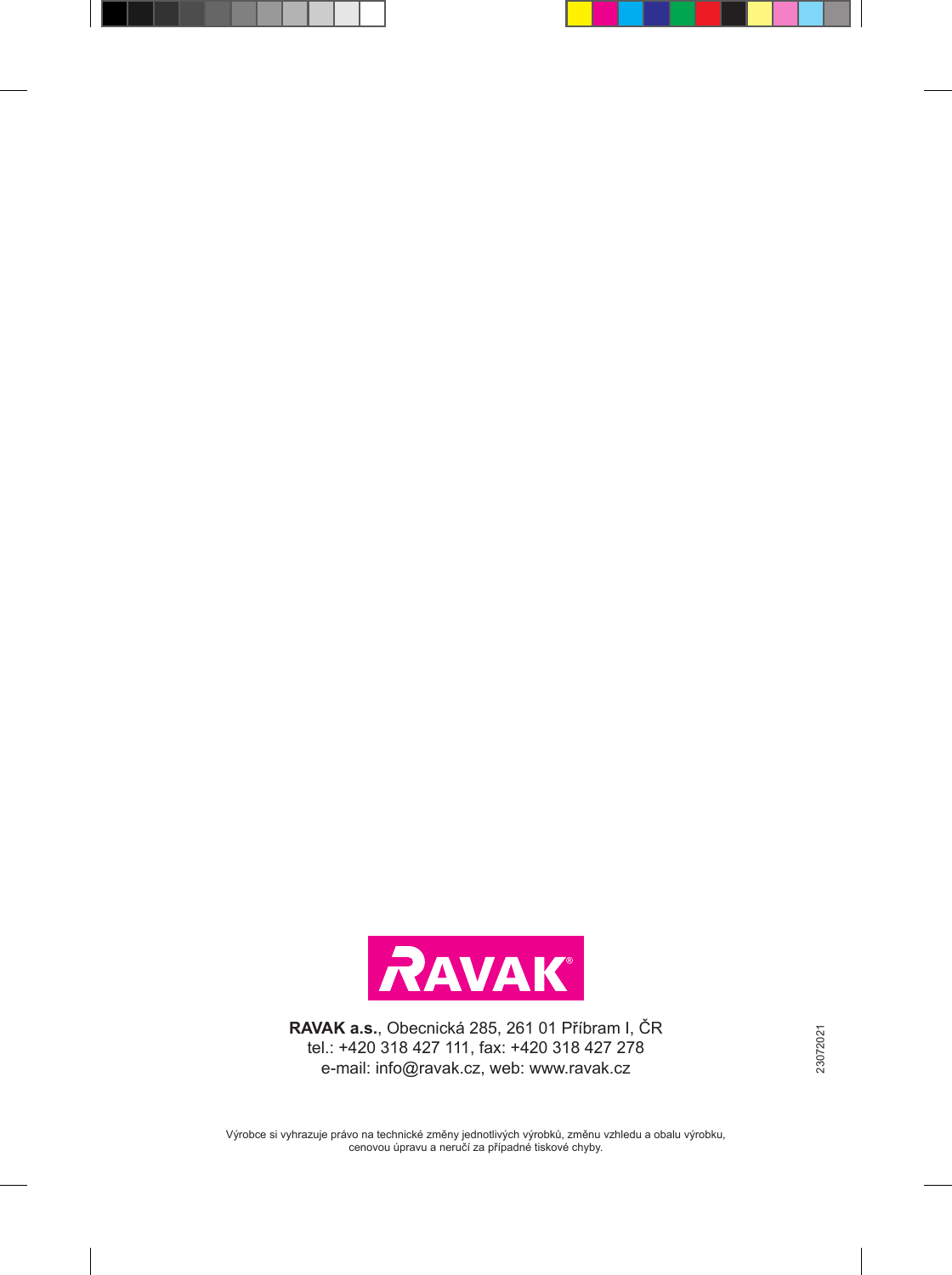RAVAK

**RAVAK a.s.**, Obecnická 285, 261 01 Příbram I, ČR
tel.: +420 318 427 111, fax: +420 318 427 278
e-mail: info@ravak.cz, web: www.ravak.cz

23072021

Výrobce si vyhrazuje právo na technické změny jednotlivých výrobků, změnu vzhledu a obalu výrobku, cenovou úpravu a neručí za případné tiskové chyby.